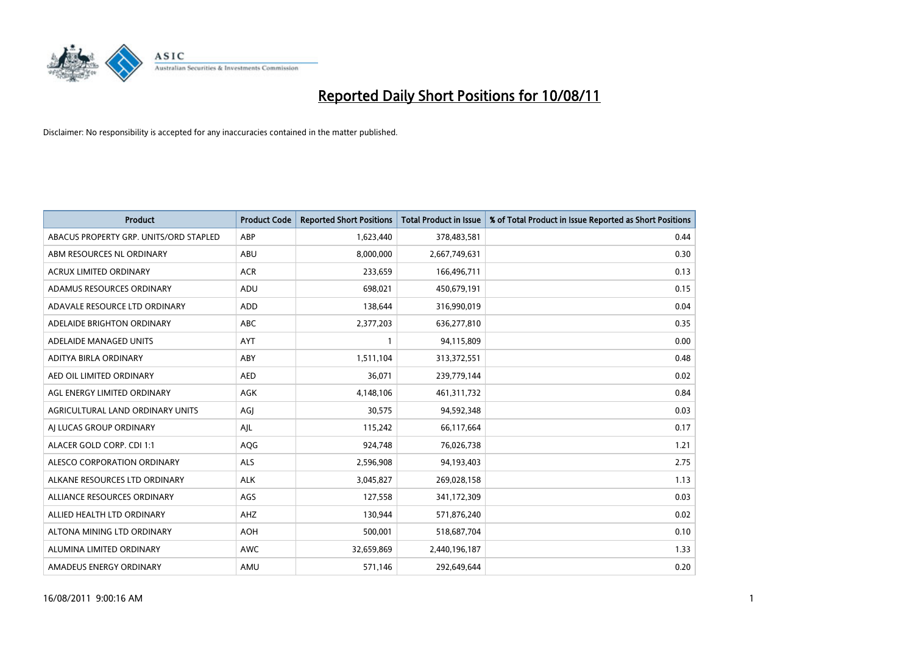# Reported Daily Short Positions for 10/08/11

Disclaimer: No responsibility is accepted for any inaccuracies contained in the matter published.

| Product | Product Code | Reported Short Positions | Total Product in Issue | % of Total Product in Issue Reported as Short Positions |
|---|---|---|---|---|
| ABACUS PROPERTY GRP. UNITS/ORD STAPLED | ABP | 1,623,440 | 378,483,581 | 0.44 |
| ABM RESOURCES NL ORDINARY | ABU | 8,000,000 | 2,667,749,631 | 0.30 |
| ACRUX LIMITED ORDINARY | ACR | 233,659 | 166,496,711 | 0.13 |
| ADAMUS RESOURCES ORDINARY | ADU | 698,021 | 450,679,191 | 0.15 |
| ADAVALE RESOURCE LTD ORDINARY | ADD | 138,644 | 316,990,019 | 0.04 |
| ADELAIDE BRIGHTON ORDINARY | ABC | 2,377,203 | 636,277,810 | 0.35 |
| ADELAIDE MANAGED UNITS | AYT | 1 | 94,115,809 | 0.00 |
| ADITYA BIRLA ORDINARY | ABY | 1,511,104 | 313,372,551 | 0.48 |
| AED OIL LIMITED ORDINARY | AED | 36,071 | 239,779,144 | 0.02 |
| AGL ENERGY LIMITED ORDINARY | AGK | 4,148,106 | 461,311,732 | 0.84 |
| AGRICULTURAL LAND ORDINARY UNITS | AGJ | 30,575 | 94,592,348 | 0.03 |
| AJ LUCAS GROUP ORDINARY | AJL | 115,242 | 66,117,664 | 0.17 |
| ALACER GOLD CORP. CDI 1:1 | AQG | 924,748 | 76,026,738 | 1.21 |
| ALESCO CORPORATION ORDINARY | ALS | 2,596,908 | 94,193,403 | 2.75 |
| ALKANE RESOURCES LTD ORDINARY | ALK | 3,045,827 | 269,028,158 | 1.13 |
| ALLIANCE RESOURCES ORDINARY | AGS | 127,558 | 341,172,309 | 0.03 |
| ALLIED HEALTH LTD ORDINARY | AHZ | 130,944 | 571,876,240 | 0.02 |
| ALTONA MINING LTD ORDINARY | AOH | 500,001 | 518,687,704 | 0.10 |
| ALUMINA LIMITED ORDINARY | AWC | 32,659,869 | 2,440,196,187 | 1.33 |
| AMADEUS ENERGY ORDINARY | AMU | 571,146 | 292,649,644 | 0.20 |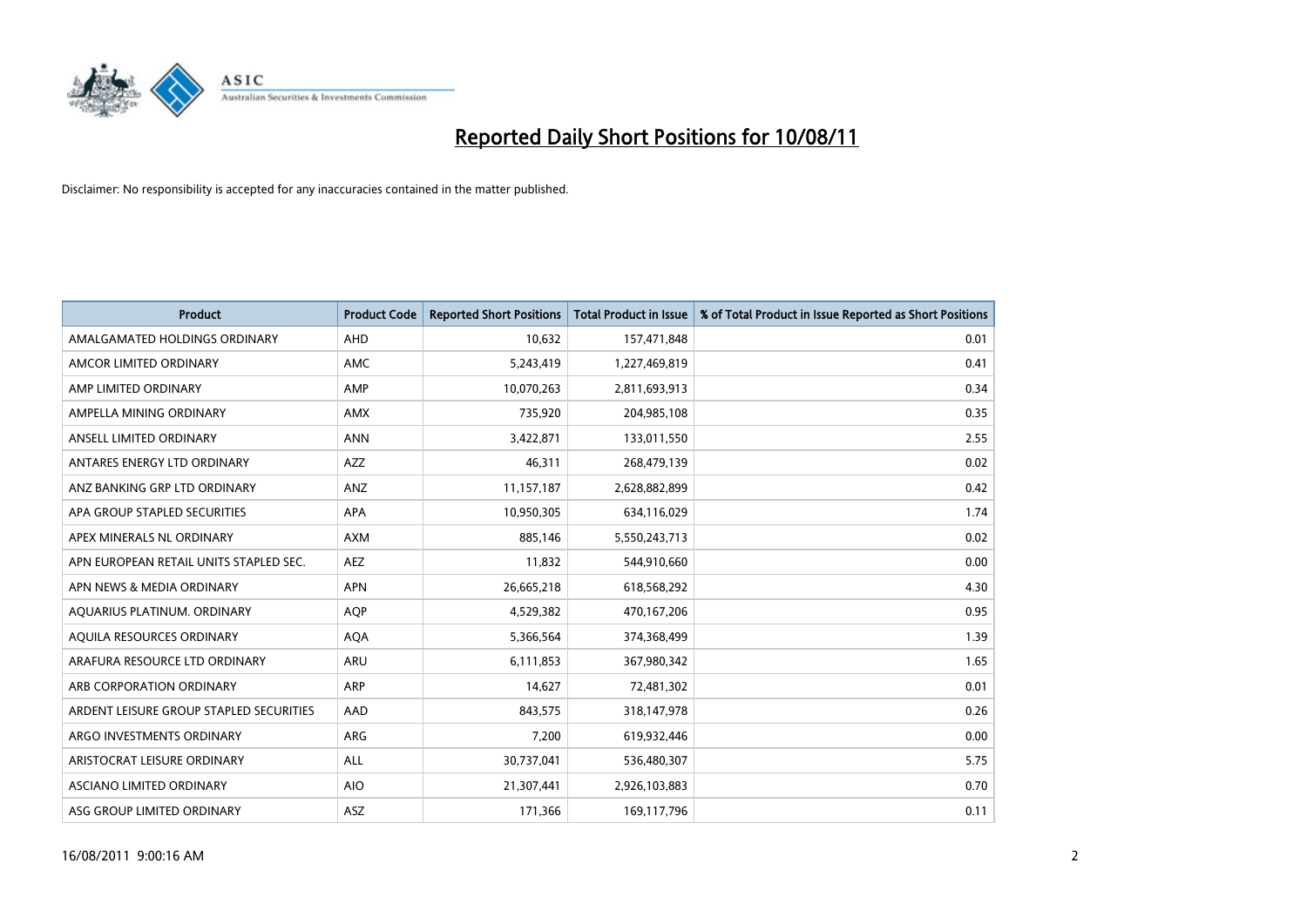# Reported Daily Short Positions for 10/08/11

Disclaimer: No responsibility is accepted for any inaccuracies contained in the matter published.

| Product | Product Code | Reported Short Positions | Total Product in Issue | % of Total Product in Issue Reported as Short Positions |
|---|---|---|---|---|
| AMALGAMATED HOLDINGS ORDINARY | AHD | 10,632 | 157,471,848 | 0.01 |
| AMCOR LIMITED ORDINARY | AMC | 5,243,419 | 1,227,469,819 | 0.41 |
| AMP LIMITED ORDINARY | AMP | 10,070,263 | 2,811,693,913 | 0.34 |
| AMPELLA MINING ORDINARY | AMX | 735,920 | 204,985,108 | 0.35 |
| ANSELL LIMITED ORDINARY | ANN | 3,422,871 | 133,011,550 | 2.55 |
| ANTARES ENERGY LTD ORDINARY | AZZ | 46,311 | 268,479,139 | 0.02 |
| ANZ BANKING GRP LTD ORDINARY | ANZ | 11,157,187 | 2,628,882,899 | 0.42 |
| APA GROUP STAPLED SECURITIES | APA | 10,950,305 | 634,116,029 | 1.74 |
| APEX MINERALS NL ORDINARY | AXM | 885,146 | 5,550,243,713 | 0.02 |
| APN EUROPEAN RETAIL UNITS STAPLED SEC. | AEZ | 11,832 | 544,910,660 | 0.00 |
| APN NEWS & MEDIA ORDINARY | APN | 26,665,218 | 618,568,292 | 4.30 |
| AQUARIUS PLATINUM. ORDINARY | AQP | 4,529,382 | 470,167,206 | 0.95 |
| AQUILA RESOURCES ORDINARY | AQA | 5,366,564 | 374,368,499 | 1.39 |
| ARAFURA RESOURCE LTD ORDINARY | ARU | 6,111,853 | 367,980,342 | 1.65 |
| ARB CORPORATION ORDINARY | ARP | 14,627 | 72,481,302 | 0.01 |
| ARDENT LEISURE GROUP STAPLED SECURITIES | AAD | 843,575 | 318,147,978 | 0.26 |
| ARGO INVESTMENTS ORDINARY | ARG | 7,200 | 619,932,446 | 0.00 |
| ARISTOCRAT LEISURE ORDINARY | ALL | 30,737,041 | 536,480,307 | 5.75 |
| ASCIANO LIMITED ORDINARY | AIO | 21,307,441 | 2,926,103,883 | 0.70 |
| ASG GROUP LIMITED ORDINARY | ASZ | 171,366 | 169,117,796 | 0.11 |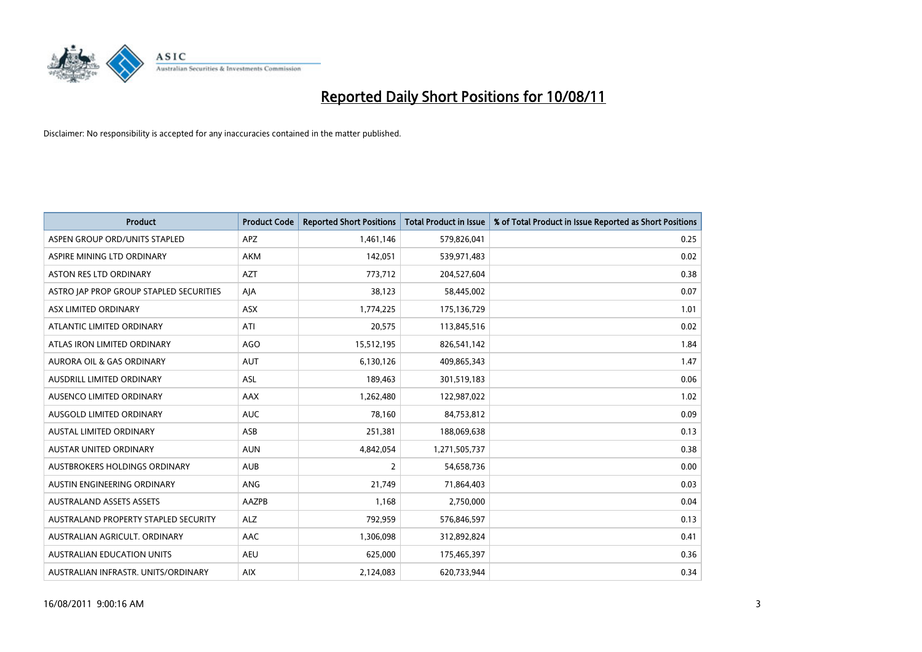# Reported Daily Short Positions for 10/08/11

Disclaimer: No responsibility is accepted for any inaccuracies contained in the matter published.

| Product | Product Code | Reported Short Positions | Total Product in Issue | % of Total Product in Issue Reported as Short Positions |
|---|---|---|---|---|
| ASPEN GROUP ORD/UNITS STAPLED | APZ | 1,461,146 | 579,826,041 | 0.25 |
| ASPIRE MINING LTD ORDINARY | AKM | 142,051 | 539,971,483 | 0.02 |
| ASTON RES LTD ORDINARY | AZT | 773,712 | 204,527,604 | 0.38 |
| ASTRO JAP PROP GROUP STAPLED SECURITIES | AJA | 38,123 | 58,445,002 | 0.07 |
| ASX LIMITED ORDINARY | ASX | 1,774,225 | 175,136,729 | 1.01 |
| ATLANTIC LIMITED ORDINARY | ATI | 20,575 | 113,845,516 | 0.02 |
| ATLAS IRON LIMITED ORDINARY | AGO | 15,512,195 | 826,541,142 | 1.84 |
| AURORA OIL & GAS ORDINARY | AUT | 6,130,126 | 409,865,343 | 1.47 |
| AUSDRILL LIMITED ORDINARY | ASL | 189,463 | 301,519,183 | 0.06 |
| AUSENCO LIMITED ORDINARY | AAX | 1,262,480 | 122,987,022 | 1.02 |
| AUSGOLD LIMITED ORDINARY | AUC | 78,160 | 84,753,812 | 0.09 |
| AUSTAL LIMITED ORDINARY | ASB | 251,381 | 188,069,638 | 0.13 |
| AUSTAR UNITED ORDINARY | AUN | 4,842,054 | 1,271,505,737 | 0.38 |
| AUSTBROKERS HOLDINGS ORDINARY | AUB | 2 | 54,658,736 | 0.00 |
| AUSTIN ENGINEERING ORDINARY | ANG | 21,749 | 71,864,403 | 0.03 |
| AUSTRALAND ASSETS ASSETS | AAZPB | 1,168 | 2,750,000 | 0.04 |
| AUSTRALAND PROPERTY STAPLED SECURITY | ALZ | 792,959 | 576,846,597 | 0.13 |
| AUSTRALIAN AGRICULT. ORDINARY | AAC | 1,306,098 | 312,892,824 | 0.41 |
| AUSTRALIAN EDUCATION UNITS | AEU | 625,000 | 175,465,397 | 0.36 |
| AUSTRALIAN INFRASTR. UNITS/ORDINARY | AIX | 2,124,083 | 620,733,944 | 0.34 |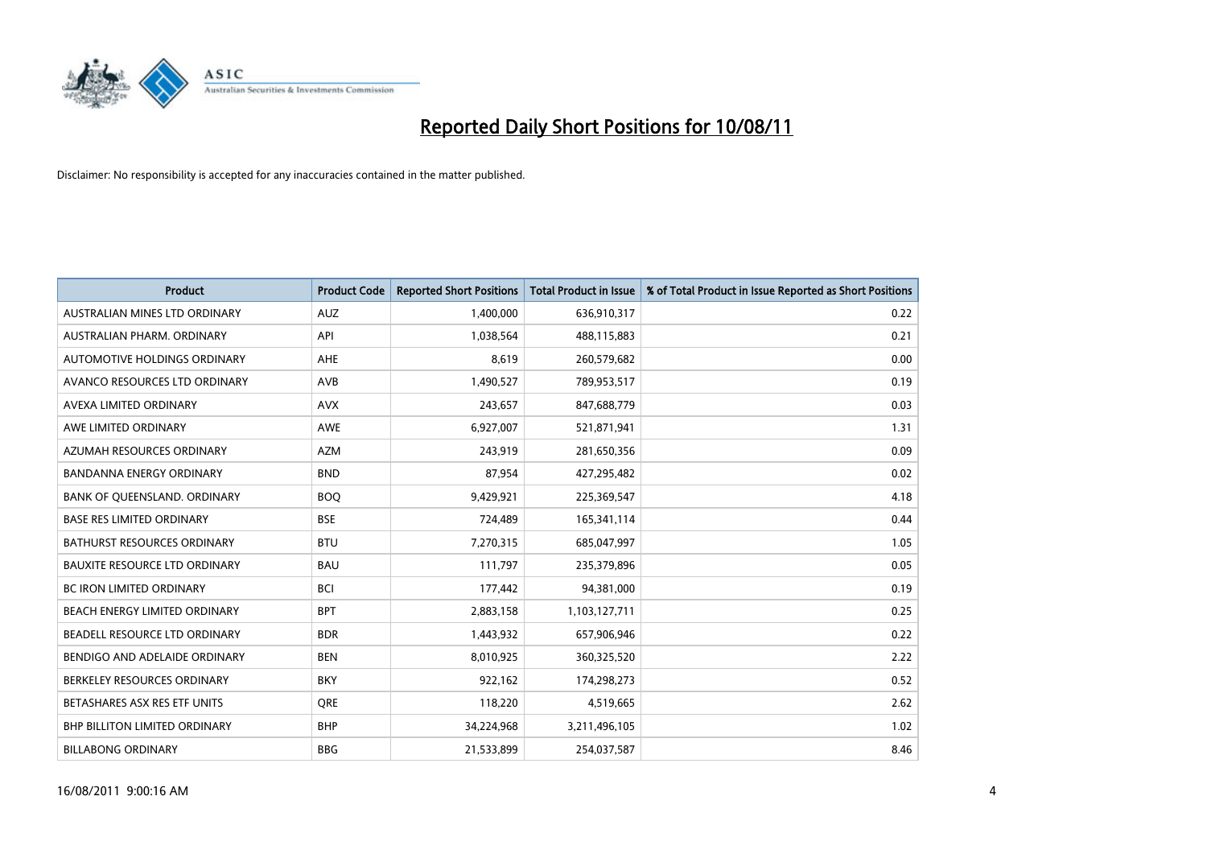# Reported Daily Short Positions for 10/08/11

Disclaimer: No responsibility is accepted for any inaccuracies contained in the matter published.

| Product | Product Code | Reported Short Positions | Total Product in Issue | % of Total Product in Issue Reported as Short Positions |
|---|---|---|---|---|
| AUSTRALIAN MINES LTD ORDINARY | AUZ | 1,400,000 | 636,910,317 | 0.22 |
| AUSTRALIAN PHARM. ORDINARY | API | 1,038,564 | 488,115,883 | 0.21 |
| AUTOMOTIVE HOLDINGS ORDINARY | AHE | 8,619 | 260,579,682 | 0.00 |
| AVANCO RESOURCES LTD ORDINARY | AVB | 1,490,527 | 789,953,517 | 0.19 |
| AVEXA LIMITED ORDINARY | AVX | 243,657 | 847,688,779 | 0.03 |
| AWE LIMITED ORDINARY | AWE | 6,927,007 | 521,871,941 | 1.31 |
| AZUMAH RESOURCES ORDINARY | AZM | 243,919 | 281,650,356 | 0.09 |
| BANDANNA ENERGY ORDINARY | BND | 87,954 | 427,295,482 | 0.02 |
| BANK OF QUEENSLAND. ORDINARY | BOQ | 9,429,921 | 225,369,547 | 4.18 |
| BASE RES LIMITED ORDINARY | BSE | 724,489 | 165,341,114 | 0.44 |
| BATHURST RESOURCES ORDINARY | BTU | 7,270,315 | 685,047,997 | 1.05 |
| BAUXITE RESOURCE LTD ORDINARY | BAU | 111,797 | 235,379,896 | 0.05 |
| BC IRON LIMITED ORDINARY | BCI | 177,442 | 94,381,000 | 0.19 |
| BEACH ENERGY LIMITED ORDINARY | BPT | 2,883,158 | 1,103,127,711 | 0.25 |
| BEADELL RESOURCE LTD ORDINARY | BDR | 1,443,932 | 657,906,946 | 0.22 |
| BENDIGO AND ADELAIDE ORDINARY | BEN | 8,010,925 | 360,325,520 | 2.22 |
| BERKELEY RESOURCES ORDINARY | BKY | 922,162 | 174,298,273 | 0.52 |
| BETASHARES ASX RES ETF UNITS | QRE | 118,220 | 4,519,665 | 2.62 |
| BHP BILLITON LIMITED ORDINARY | BHP | 34,224,968 | 3,211,496,105 | 1.02 |
| BILLABONG ORDINARY | BBG | 21,533,899 | 254,037,587 | 8.46 |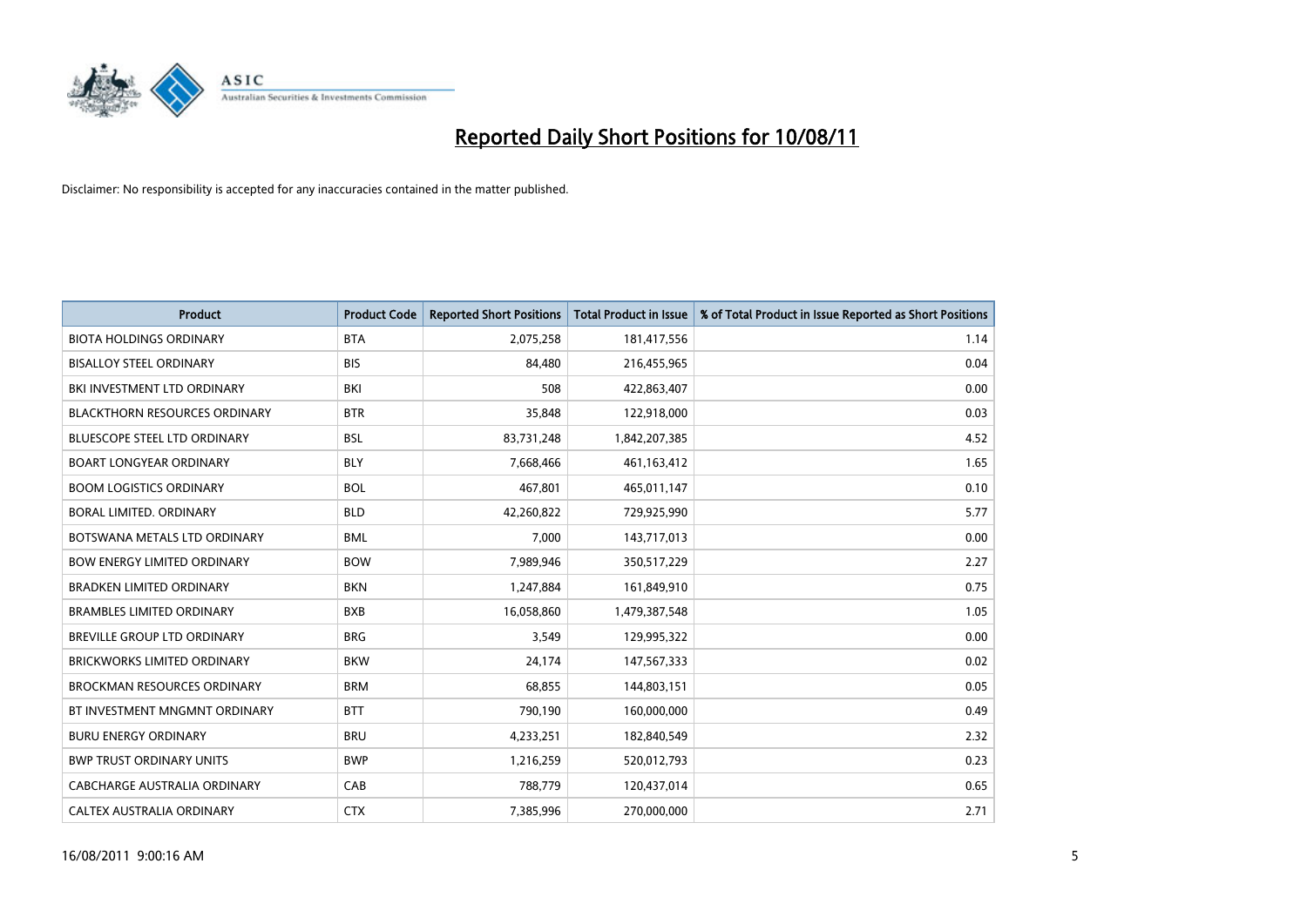# Reported Daily Short Positions for 10/08/11

Disclaimer: No responsibility is accepted for any inaccuracies contained in the matter published.

| Product | Product Code | Reported Short Positions | Total Product in Issue | % of Total Product in Issue Reported as Short Positions |
|---|---|---|---|---|
| BIOTA HOLDINGS ORDINARY | BTA | 2,075,258 | 181,417,556 | 1.14 |
| BISALLOY STEEL ORDINARY | BIS | 84,480 | 216,455,965 | 0.04 |
| BKI INVESTMENT LTD ORDINARY | BKI | 508 | 422,863,407 | 0.00 |
| BLACKTHORN RESOURCES ORDINARY | BTR | 35,848 | 122,918,000 | 0.03 |
| BLUESCOPE STEEL LTD ORDINARY | BSL | 83,731,248 | 1,842,207,385 | 4.52 |
| BOART LONGYEAR ORDINARY | BLY | 7,668,466 | 461,163,412 | 1.65 |
| BOOM LOGISTICS ORDINARY | BOL | 467,801 | 465,011,147 | 0.10 |
| BORAL LIMITED. ORDINARY | BLD | 42,260,822 | 729,925,990 | 5.77 |
| BOTSWANA METALS LTD ORDINARY | BML | 7,000 | 143,717,013 | 0.00 |
| BOW ENERGY LIMITED ORDINARY | BOW | 7,989,946 | 350,517,229 | 2.27 |
| BRADKEN LIMITED ORDINARY | BKN | 1,247,884 | 161,849,910 | 0.75 |
| BRAMBLES LIMITED ORDINARY | BXB | 16,058,860 | 1,479,387,548 | 1.05 |
| BREVILLE GROUP LTD ORDINARY | BRG | 3,549 | 129,995,322 | 0.00 |
| BRICKWORKS LIMITED ORDINARY | BKW | 24,174 | 147,567,333 | 0.02 |
| BROCKMAN RESOURCES ORDINARY | BRM | 68,855 | 144,803,151 | 0.05 |
| BT INVESTMENT MNGMNT ORDINARY | BTT | 790,190 | 160,000,000 | 0.49 |
| BURU ENERGY ORDINARY | BRU | 4,233,251 | 182,840,549 | 2.32 |
| BWP TRUST ORDINARY UNITS | BWP | 1,216,259 | 520,012,793 | 0.23 |
| CABCHARGE AUSTRALIA ORDINARY | CAB | 788,779 | 120,437,014 | 0.65 |
| CALTEX AUSTRALIA ORDINARY | CTX | 7,385,996 | 270,000,000 | 2.71 |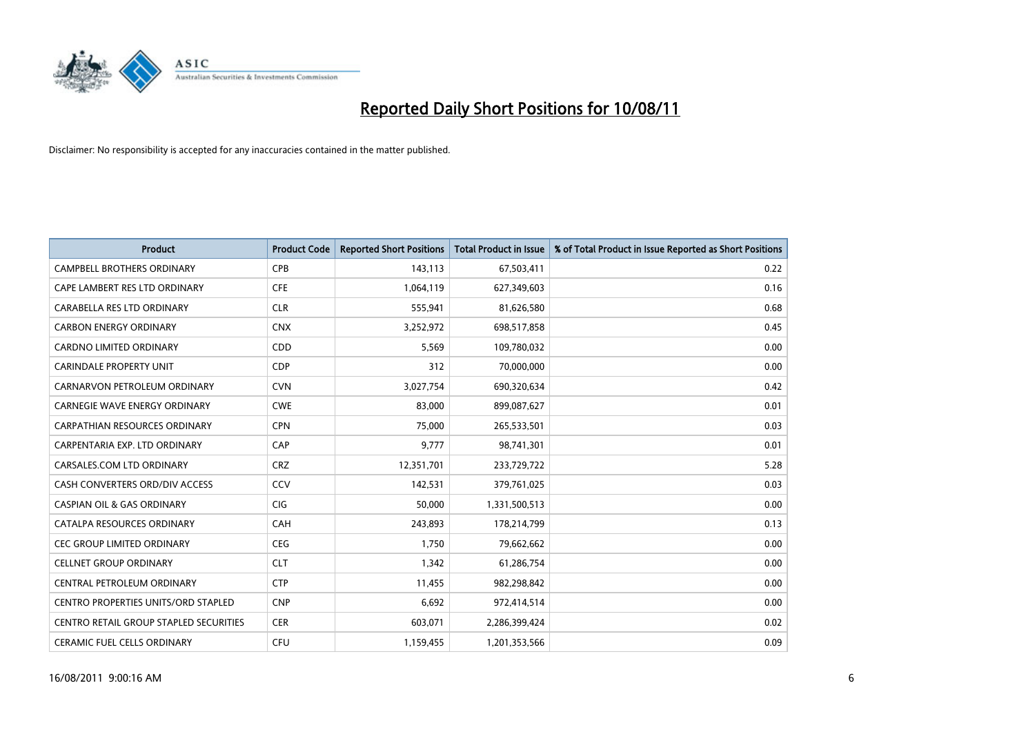# Reported Daily Short Positions for 10/08/11

Disclaimer: No responsibility is accepted for any inaccuracies contained in the matter published.

| Product | Product Code | Reported Short Positions | Total Product in Issue | % of Total Product in Issue Reported as Short Positions |
|---|---|---|---|---|
| CAMPBELL BROTHERS ORDINARY | CPB | 143,113 | 67,503,411 | 0.22 |
| CAPE LAMBERT RES LTD ORDINARY | CFE | 1,064,119 | 627,349,603 | 0.16 |
| CARABELLA RES LTD ORDINARY | CLR | 555,941 | 81,626,580 | 0.68 |
| CARBON ENERGY ORDINARY | CNX | 3,252,972 | 698,517,858 | 0.45 |
| CARDNO LIMITED ORDINARY | CDD | 5,569 | 109,780,032 | 0.00 |
| CARINDALE PROPERTY UNIT | CDP | 312 | 70,000,000 | 0.00 |
| CARNARVON PETROLEUM ORDINARY | CVN | 3,027,754 | 690,320,634 | 0.42 |
| CARNEGIE WAVE ENERGY ORDINARY | CWE | 83,000 | 899,087,627 | 0.01 |
| CARPATHIAN RESOURCES ORDINARY | CPN | 75,000 | 265,533,501 | 0.03 |
| CARPENTARIA EXP. LTD ORDINARY | CAP | 9,777 | 98,741,301 | 0.01 |
| CARSALES.COM LTD ORDINARY | CRZ | 12,351,701 | 233,729,722 | 5.28 |
| CASH CONVERTERS ORD/DIV ACCESS | CCV | 142,531 | 379,761,025 | 0.03 |
| CASPIAN OIL & GAS ORDINARY | CIG | 50,000 | 1,331,500,513 | 0.00 |
| CATALPA RESOURCES ORDINARY | CAH | 243,893 | 178,214,799 | 0.13 |
| CEC GROUP LIMITED ORDINARY | CEG | 1,750 | 79,662,662 | 0.00 |
| CELLNET GROUP ORDINARY | CLT | 1,342 | 61,286,754 | 0.00 |
| CENTRAL PETROLEUM ORDINARY | CTP | 11,455 | 982,298,842 | 0.00 |
| CENTRO PROPERTIES UNITS/ORD STAPLED | CNP | 6,692 | 972,414,514 | 0.00 |
| CENTRO RETAIL GROUP STAPLED SECURITIES | CER | 603,071 | 2,286,399,424 | 0.02 |
| CERAMIC FUEL CELLS ORDINARY | CFU | 1,159,455 | 1,201,353,566 | 0.09 |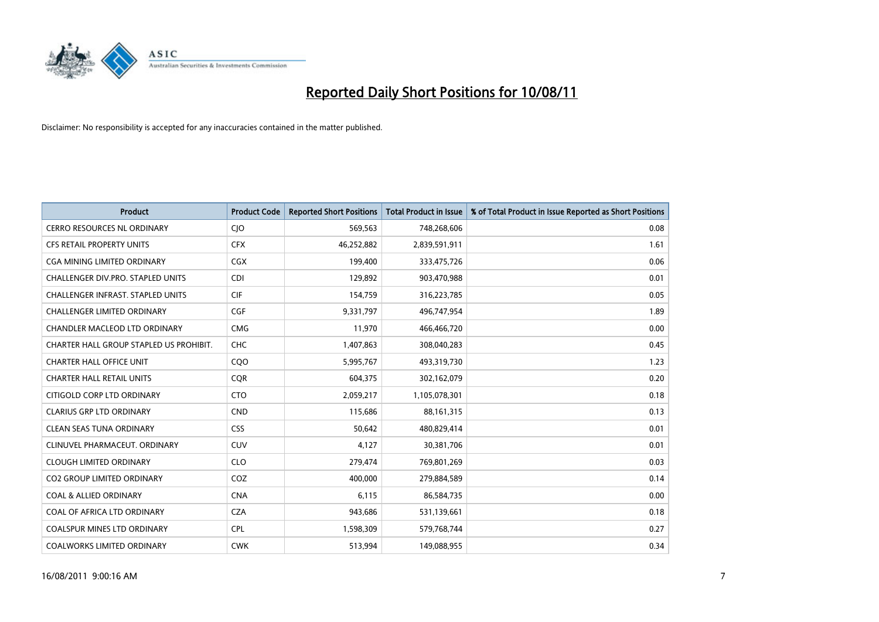# Reported Daily Short Positions for 10/08/11

Disclaimer: No responsibility is accepted for any inaccuracies contained in the matter published.

| Product | Product Code | Reported Short Positions | Total Product in Issue | % of Total Product in Issue Reported as Short Positions |
|---|---|---|---|---|
| CERRO RESOURCES NL ORDINARY | CJO | 569,563 | 748,268,606 | 0.08 |
| CFS RETAIL PROPERTY UNITS | CFX | 46,252,882 | 2,839,591,911 | 1.61 |
| CGA MINING LIMITED ORDINARY | CGX | 199,400 | 333,475,726 | 0.06 |
| CHALLENGER DIV.PRO. STAPLED UNITS | CDI | 129,892 | 903,470,988 | 0.01 |
| CHALLENGER INFRAST. STAPLED UNITS | CIF | 154,759 | 316,223,785 | 0.05 |
| CHALLENGER LIMITED ORDINARY | CGF | 9,331,797 | 496,747,954 | 1.89 |
| CHANDLER MACLEOD LTD ORDINARY | CMG | 11,970 | 466,466,720 | 0.00 |
| CHARTER HALL GROUP STAPLED US PROHIBIT. | CHC | 1,407,863 | 308,040,283 | 0.45 |
| CHARTER HALL OFFICE UNIT | CQO | 5,995,767 | 493,319,730 | 1.23 |
| CHARTER HALL RETAIL UNITS | CQR | 604,375 | 302,162,079 | 0.20 |
| CITIGOLD CORP LTD ORDINARY | CTO | 2,059,217 | 1,105,078,301 | 0.18 |
| CLARIUS GRP LTD ORDINARY | CND | 115,686 | 88,161,315 | 0.13 |
| CLEAN SEAS TUNA ORDINARY | CSS | 50,642 | 480,829,414 | 0.01 |
| CLINUVEL PHARMACEUT. ORDINARY | CUV | 4,127 | 30,381,706 | 0.01 |
| CLOUGH LIMITED ORDINARY | CLO | 279,474 | 769,801,269 | 0.03 |
| CO2 GROUP LIMITED ORDINARY | COZ | 400,000 | 279,884,589 | 0.14 |
| COAL & ALLIED ORDINARY | CNA | 6,115 | 86,584,735 | 0.00 |
| COAL OF AFRICA LTD ORDINARY | CZA | 943,686 | 531,139,661 | 0.18 |
| COALSPUR MINES LTD ORDINARY | CPL | 1,598,309 | 579,768,744 | 0.27 |
| COALWORKS LIMITED ORDINARY | CWK | 513,994 | 149,088,955 | 0.34 |

16/08/2011 9:00:16 AM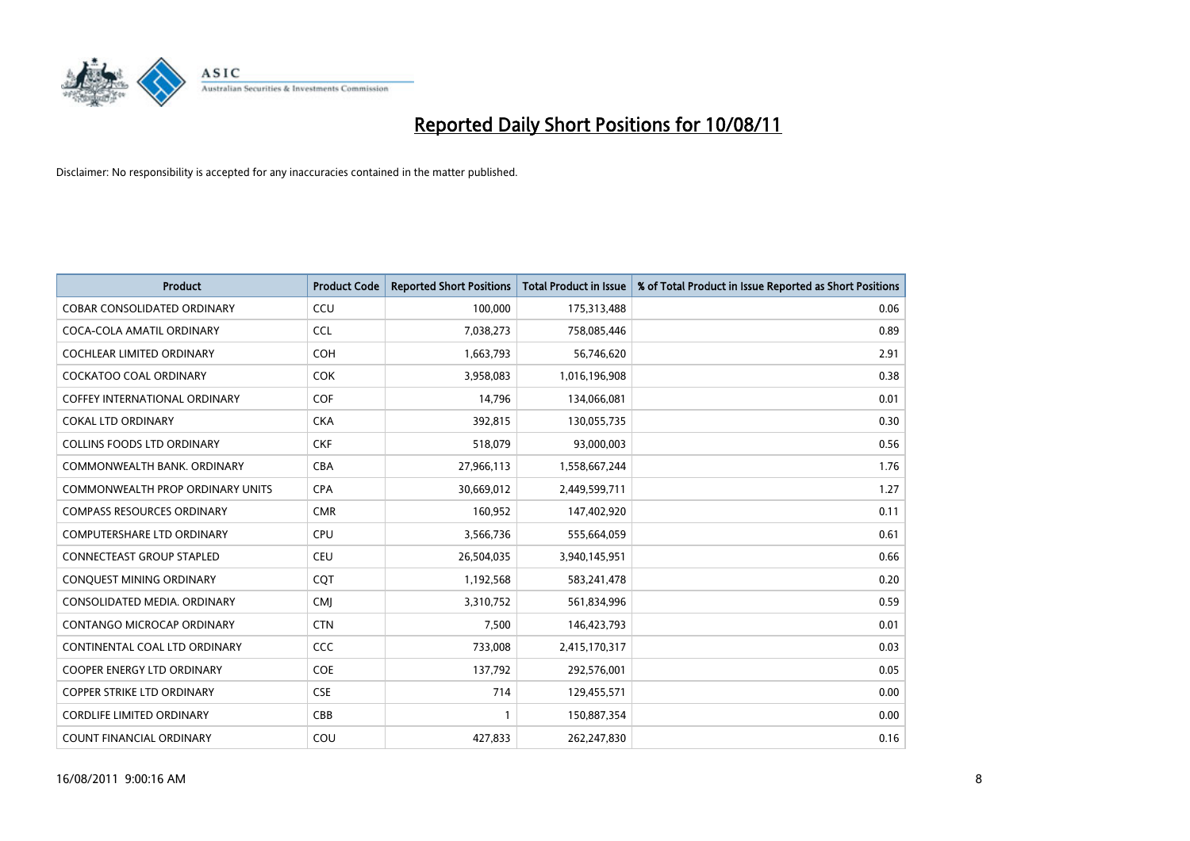# Reported Daily Short Positions for 10/08/11

Disclaimer: No responsibility is accepted for any inaccuracies contained in the matter published.

| Product | Product Code | Reported Short Positions | Total Product in Issue | % of Total Product in Issue Reported as Short Positions |
|---|---|---|---|---|
| COBAR CONSOLIDATED ORDINARY | CCU | 100,000 | 175,313,488 | 0.06 |
| COCA-COLA AMATIL ORDINARY | CCL | 7,038,273 | 758,085,446 | 0.89 |
| COCHLEAR LIMITED ORDINARY | COH | 1,663,793 | 56,746,620 | 2.91 |
| COCKATOO COAL ORDINARY | COK | 3,958,083 | 1,016,196,908 | 0.38 |
| COFFEY INTERNATIONAL ORDINARY | COF | 14,796 | 134,066,081 | 0.01 |
| COKAL LTD ORDINARY | CKA | 392,815 | 130,055,735 | 0.30 |
| COLLINS FOODS LTD ORDINARY | CKF | 518,079 | 93,000,003 | 0.56 |
| COMMONWEALTH BANK. ORDINARY | CBA | 27,966,113 | 1,558,667,244 | 1.76 |
| COMMONWEALTH PROP ORDINARY UNITS | CPA | 30,669,012 | 2,449,599,711 | 1.27 |
| COMPASS RESOURCES ORDINARY | CMR | 160,952 | 147,402,920 | 0.11 |
| COMPUTERSHARE LTD ORDINARY | CPU | 3,566,736 | 555,664,059 | 0.61 |
| CONNECTEAST GROUP STAPLED | CEU | 26,504,035 | 3,940,145,951 | 0.66 |
| CONQUEST MINING ORDINARY | CQT | 1,192,568 | 583,241,478 | 0.20 |
| CONSOLIDATED MEDIA. ORDINARY | CMJ | 3,310,752 | 561,834,996 | 0.59 |
| CONTANGO MICROCAP ORDINARY | CTN | 7,500 | 146,423,793 | 0.01 |
| CONTINENTAL COAL LTD ORDINARY | CCC | 733,008 | 2,415,170,317 | 0.03 |
| COOPER ENERGY LTD ORDINARY | COE | 137,792 | 292,576,001 | 0.05 |
| COPPER STRIKE LTD ORDINARY | CSE | 714 | 129,455,571 | 0.00 |
| CORDLIFE LIMITED ORDINARY | CBB | 1 | 150,887,354 | 0.00 |
| COUNT FINANCIAL ORDINARY | COU | 427,833 | 262,247,830 | 0.16 |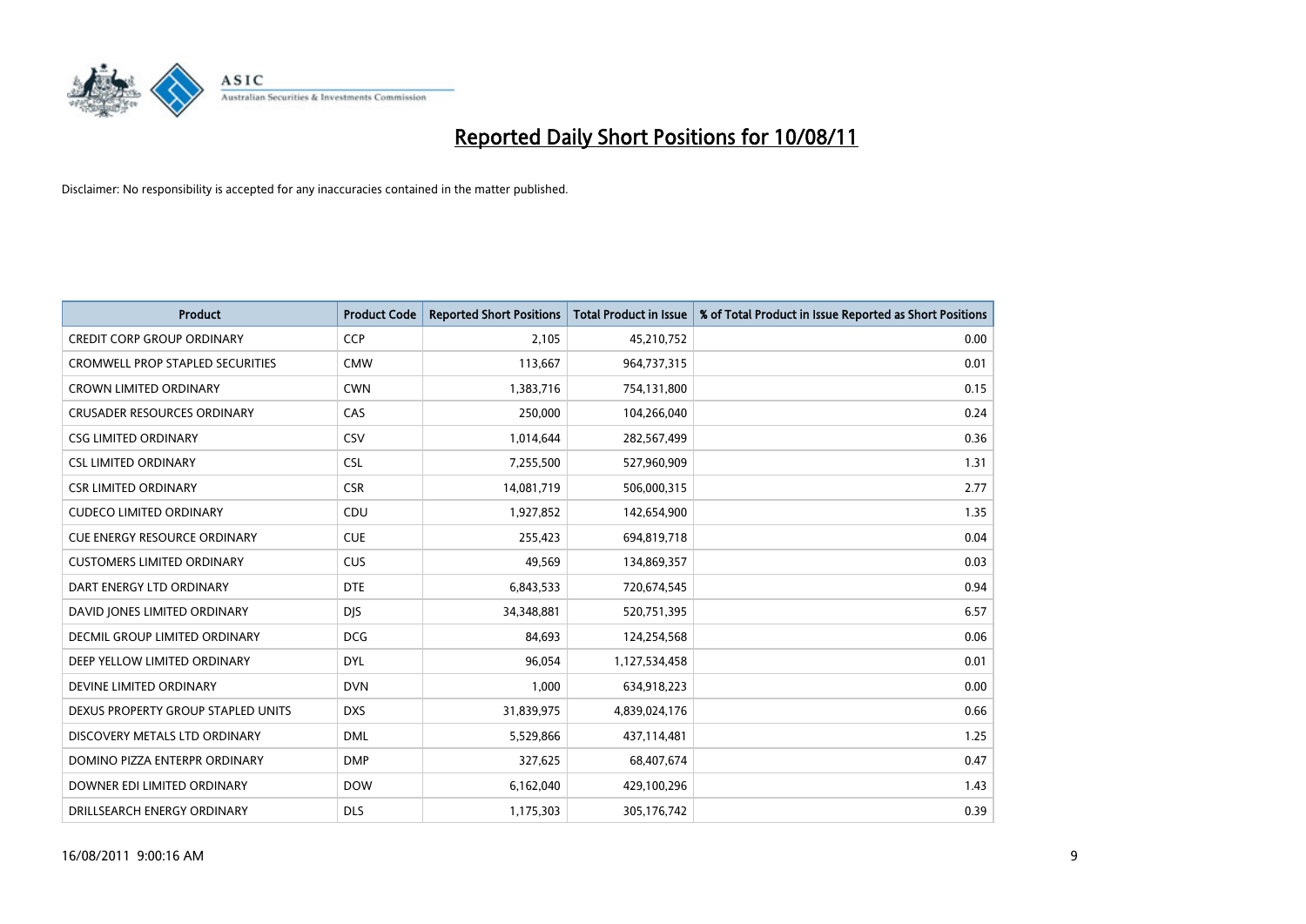# Reported Daily Short Positions for 10/08/11

Disclaimer: No responsibility is accepted for any inaccuracies contained in the matter published.

| Product | Product Code | Reported Short Positions | Total Product in Issue | % of Total Product in Issue Reported as Short Positions |
|---|---|---|---|---|
| CREDIT CORP GROUP ORDINARY | CCP | 2,105 | 45,210,752 | 0.00 |
| CROMWELL PROP STAPLED SECURITIES | CMW | 113,667 | 964,737,315 | 0.01 |
| CROWN LIMITED ORDINARY | CWN | 1,383,716 | 754,131,800 | 0.15 |
| CRUSADER RESOURCES ORDINARY | CAS | 250,000 | 104,266,040 | 0.24 |
| CSG LIMITED ORDINARY | CSV | 1,014,644 | 282,567,499 | 0.36 |
| CSL LIMITED ORDINARY | CSL | 7,255,500 | 527,960,909 | 1.31 |
| CSR LIMITED ORDINARY | CSR | 14,081,719 | 506,000,315 | 2.77 |
| CUDECO LIMITED ORDINARY | CDU | 1,927,852 | 142,654,900 | 1.35 |
| CUE ENERGY RESOURCE ORDINARY | CUE | 255,423 | 694,819,718 | 0.04 |
| CUSTOMERS LIMITED ORDINARY | CUS | 49,569 | 134,869,357 | 0.03 |
| DART ENERGY LTD ORDINARY | DTE | 6,843,533 | 720,674,545 | 0.94 |
| DAVID JONES LIMITED ORDINARY | DJS | 34,348,881 | 520,751,395 | 6.57 |
| DECMIL GROUP LIMITED ORDINARY | DCG | 84,693 | 124,254,568 | 0.06 |
| DEEP YELLOW LIMITED ORDINARY | DYL | 96,054 | 1,127,534,458 | 0.01 |
| DEVINE LIMITED ORDINARY | DVN | 1,000 | 634,918,223 | 0.00 |
| DEXUS PROPERTY GROUP STAPLED UNITS | DXS | 31,839,975 | 4,839,024,176 | 0.66 |
| DISCOVERY METALS LTD ORDINARY | DML | 5,529,866 | 437,114,481 | 1.25 |
| DOMINO PIZZA ENTERPR ORDINARY | DMP | 327,625 | 68,407,674 | 0.47 |
| DOWNER EDI LIMITED ORDINARY | DOW | 6,162,040 | 429,100,296 | 1.43 |
| DRILLSEARCH ENERGY ORDINARY | DLS | 1,175,303 | 305,176,742 | 0.39 |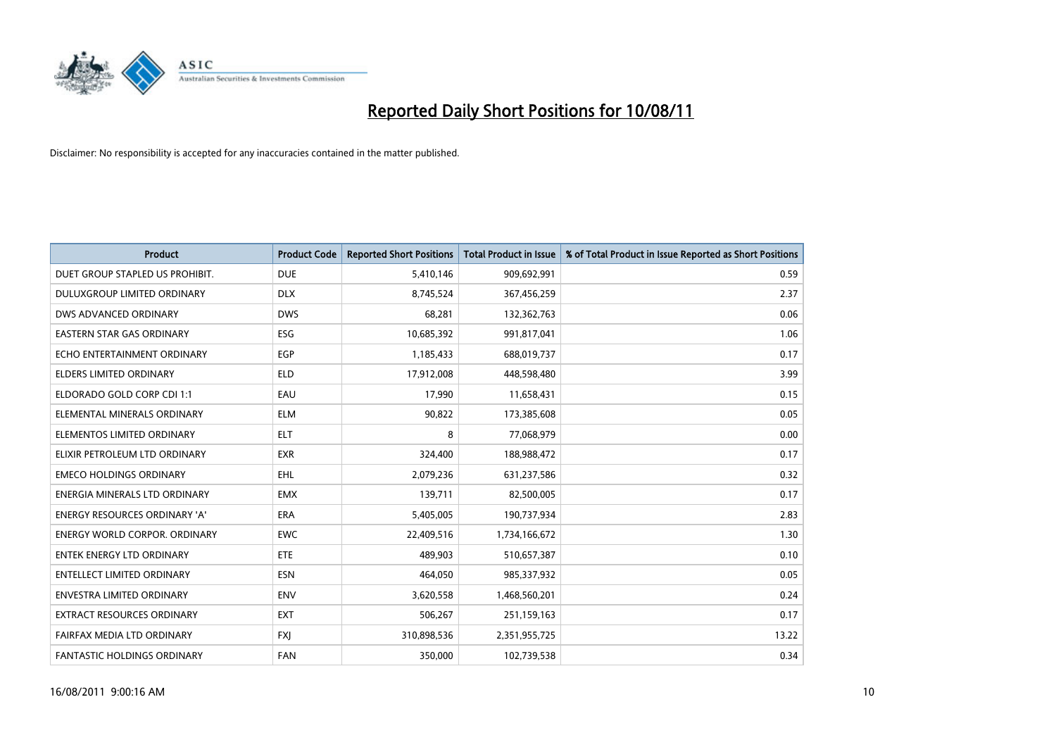# Reported Daily Short Positions for 10/08/11

Disclaimer: No responsibility is accepted for any inaccuracies contained in the matter published.

| Product | Product Code | Reported Short Positions | Total Product in Issue | % of Total Product in Issue Reported as Short Positions |
| --- | --- | --- | --- | --- |
| DUET GROUP STAPLED US PROHIBIT. | DUE | 5,410,146 | 909,692,991 | 0.59 |
| DULUXGROUP LIMITED ORDINARY | DLX | 8,745,524 | 367,456,259 | 2.37 |
| DWS ADVANCED ORDINARY | DWS | 68,281 | 132,362,763 | 0.06 |
| EASTERN STAR GAS ORDINARY | ESG | 10,685,392 | 991,817,041 | 1.06 |
| ECHO ENTERTAINMENT ORDINARY | EGP | 1,185,433 | 688,019,737 | 0.17 |
| ELDERS LIMITED ORDINARY | ELD | 17,912,008 | 448,598,480 | 3.99 |
| ELDORADO GOLD CORP CDI 1:1 | EAU | 17,990 | 11,658,431 | 0.15 |
| ELEMENTAL MINERALS ORDINARY | ELM | 90,822 | 173,385,608 | 0.05 |
| ELEMENTOS LIMITED ORDINARY | ELT | 8 | 77,068,979 | 0.00 |
| ELIXIR PETROLEUM LTD ORDINARY | EXR | 324,400 | 188,988,472 | 0.17 |
| EMECO HOLDINGS ORDINARY | EHL | 2,079,236 | 631,237,586 | 0.32 |
| ENERGIA MINERALS LTD ORDINARY | EMX | 139,711 | 82,500,005 | 0.17 |
| ENERGY RESOURCES ORDINARY 'A' | ERA | 5,405,005 | 190,737,934 | 2.83 |
| ENERGY WORLD CORPOR. ORDINARY | EWC | 22,409,516 | 1,734,166,672 | 1.30 |
| ENTEK ENERGY LTD ORDINARY | ETE | 489,903 | 510,657,387 | 0.10 |
| ENTELLECT LIMITED ORDINARY | ESN | 464,050 | 985,337,932 | 0.05 |
| ENVESTRA LIMITED ORDINARY | ENV | 3,620,558 | 1,468,560,201 | 0.24 |
| EXTRACT RESOURCES ORDINARY | EXT | 506,267 | 251,159,163 | 0.17 |
| FAIRFAX MEDIA LTD ORDINARY | FXJ | 310,898,536 | 2,351,955,725 | 13.22 |
| FANTASTIC HOLDINGS ORDINARY | FAN | 350,000 | 102,739,538 | 0.34 |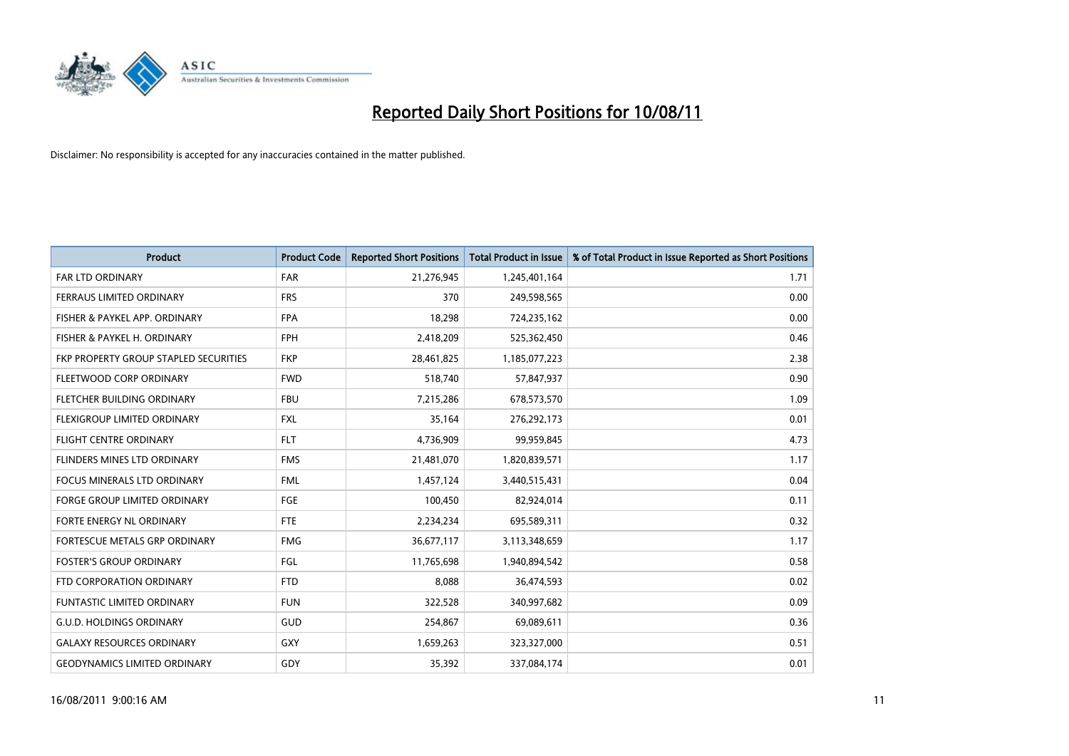# Reported Daily Short Positions for 10/08/11

Disclaimer: No responsibility is accepted for any inaccuracies contained in the matter published.

| Product | Product Code | Reported Short Positions | Total Product in Issue | % of Total Product in Issue Reported as Short Positions |
|---|---|---|---|---|
| FAR LTD ORDINARY | FAR | 21,276,945 | 1,245,401,164 | 1.71 |
| FERRAUS LIMITED ORDINARY | FRS | 370 | 249,598,565 | 0.00 |
| FISHER & PAYKEL APP. ORDINARY | FPA | 18,298 | 724,235,162 | 0.00 |
| FISHER & PAYKEL H. ORDINARY | FPH | 2,418,209 | 525,362,450 | 0.46 |
| FKP PROPERTY GROUP STAPLED SECURITIES | FKP | 28,461,825 | 1,185,077,223 | 2.38 |
| FLEETWOOD CORP ORDINARY | FWD | 518,740 | 57,847,937 | 0.90 |
| FLETCHER BUILDING ORDINARY | FBU | 7,215,286 | 678,573,570 | 1.09 |
| FLEXIGROUP LIMITED ORDINARY | FXL | 35,164 | 276,292,173 | 0.01 |
| FLIGHT CENTRE ORDINARY | FLT | 4,736,909 | 99,959,845 | 4.73 |
| FLINDERS MINES LTD ORDINARY | FMS | 21,481,070 | 1,820,839,571 | 1.17 |
| FOCUS MINERALS LTD ORDINARY | FML | 1,457,124 | 3,440,515,431 | 0.04 |
| FORGE GROUP LIMITED ORDINARY | FGE | 100,450 | 82,924,014 | 0.11 |
| FORTE ENERGY NL ORDINARY | FTE | 2,234,234 | 695,589,311 | 0.32 |
| FORTESCUE METALS GRP ORDINARY | FMG | 36,677,117 | 3,113,348,659 | 1.17 |
| FOSTER'S GROUP ORDINARY | FGL | 11,765,698 | 1,940,894,542 | 0.58 |
| FTD CORPORATION ORDINARY | FTD | 8,088 | 36,474,593 | 0.02 |
| FUNTASTIC LIMITED ORDINARY | FUN | 322,528 | 340,997,682 | 0.09 |
| G.U.D. HOLDINGS ORDINARY | GUD | 254,867 | 69,089,611 | 0.36 |
| GALAXY RESOURCES ORDINARY | GXY | 1,659,263 | 323,327,000 | 0.51 |
| GEODYNAMICS LIMITED ORDINARY | GDY | 35,392 | 337,084,174 | 0.01 |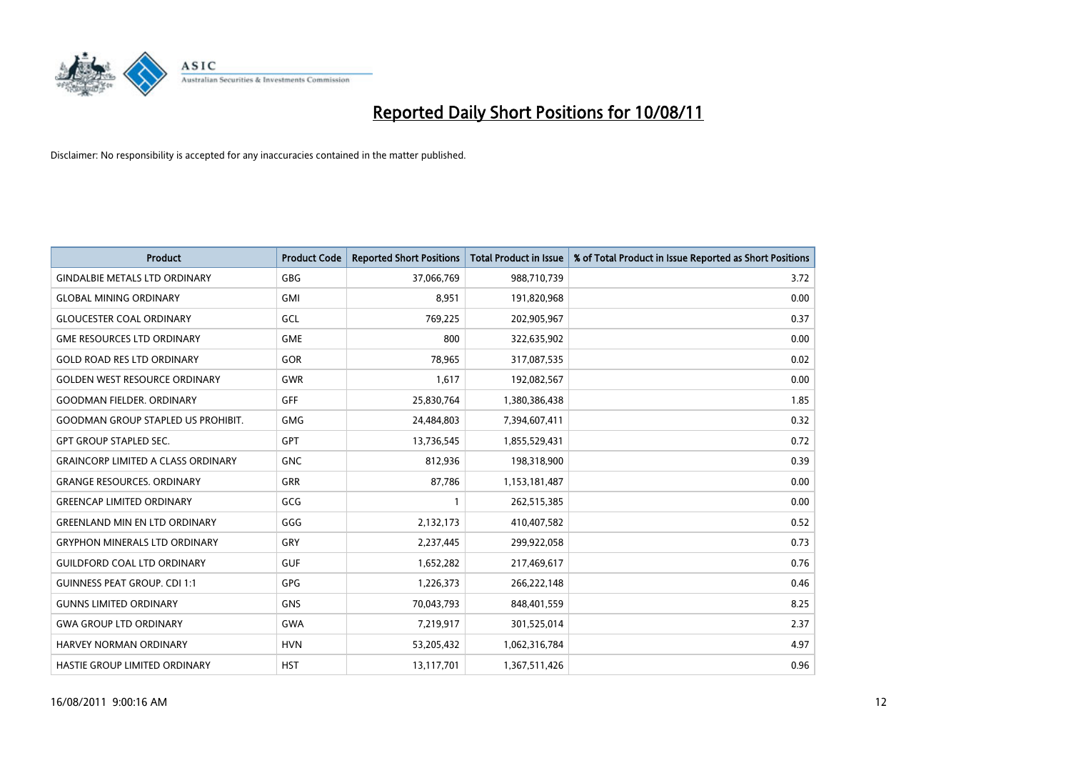# Reported Daily Short Positions for 10/08/11

Disclaimer: No responsibility is accepted for any inaccuracies contained in the matter published.

| Product | Product Code | Reported Short Positions | Total Product in Issue | % of Total Product in Issue Reported as Short Positions |
|---|---|---|---|---|
| GINDALBIE METALS LTD ORDINARY | GBG | 37,066,769 | 988,710,739 | 3.72 |
| GLOBAL MINING ORDINARY | GMI | 8,951 | 191,820,968 | 0.00 |
| GLOUCESTER COAL ORDINARY | GCL | 769,225 | 202,905,967 | 0.37 |
| GME RESOURCES LTD ORDINARY | GME | 800 | 322,635,902 | 0.00 |
| GOLD ROAD RES LTD ORDINARY | GOR | 78,965 | 317,087,535 | 0.02 |
| GOLDEN WEST RESOURCE ORDINARY | GWR | 1,617 | 192,082,567 | 0.00 |
| GOODMAN FIELDER. ORDINARY | GFF | 25,830,764 | 1,380,386,438 | 1.85 |
| GOODMAN GROUP STAPLED US PROHIBIT. | GMG | 24,484,803 | 7,394,607,411 | 0.32 |
| GPT GROUP STAPLED SEC. | GPT | 13,736,545 | 1,855,529,431 | 0.72 |
| GRAINCORP LIMITED A CLASS ORDINARY | GNC | 812,936 | 198,318,900 | 0.39 |
| GRANGE RESOURCES. ORDINARY | GRR | 87,786 | 1,153,181,487 | 0.00 |
| GREENCAP LIMITED ORDINARY | GCG | 1 | 262,515,385 | 0.00 |
| GREENLAND MIN EN LTD ORDINARY | GGG | 2,132,173 | 410,407,582 | 0.52 |
| GRYPHON MINERALS LTD ORDINARY | GRY | 2,237,445 | 299,922,058 | 0.73 |
| GUILDFORD COAL LTD ORDINARY | GUF | 1,652,282 | 217,469,617 | 0.76 |
| GUINNESS PEAT GROUP. CDI 1:1 | GPG | 1,226,373 | 266,222,148 | 0.46 |
| GUNNS LIMITED ORDINARY | GNS | 70,043,793 | 848,401,559 | 8.25 |
| GWA GROUP LTD ORDINARY | GWA | 7,219,917 | 301,525,014 | 2.37 |
| HARVEY NORMAN ORDINARY | HVN | 53,205,432 | 1,062,316,784 | 4.97 |
| HASTIE GROUP LIMITED ORDINARY | HST | 13,117,701 | 1,367,511,426 | 0.96 |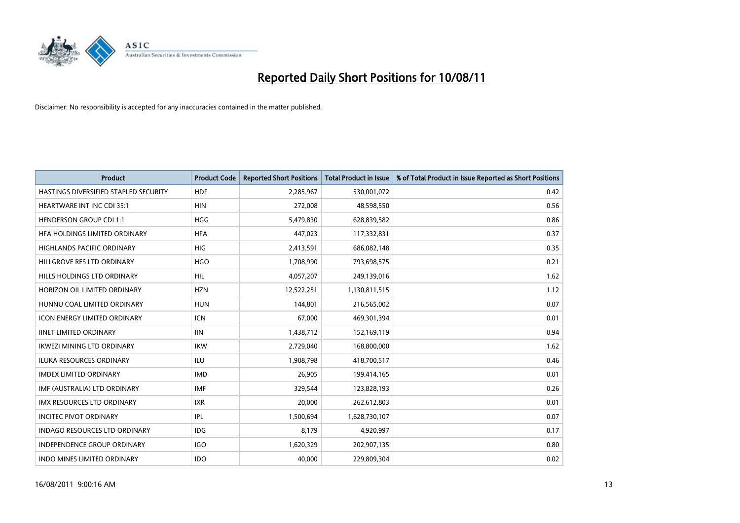# Reported Daily Short Positions for 10/08/11

Disclaimer: No responsibility is accepted for any inaccuracies contained in the matter published.

| Product | Product Code | Reported Short Positions | Total Product in Issue | % of Total Product in Issue Reported as Short Positions |
|---|---|---|---|---|
| HASTINGS DIVERSIFIED STAPLED SECURITY | HDF | 2,285,967 | 530,001,072 | 0.42 |
| HEARTWARE INT INC CDI 35:1 | HIN | 272,008 | 48,598,550 | 0.56 |
| HENDERSON GROUP CDI 1:1 | HGG | 5,479,830 | 628,839,582 | 0.86 |
| HFA HOLDINGS LIMITED ORDINARY | HFA | 447,023 | 117,332,831 | 0.37 |
| HIGHLANDS PACIFIC ORDINARY | HIG | 2,413,591 | 686,082,148 | 0.35 |
| HILLGROVE RES LTD ORDINARY | HGO | 1,708,990 | 793,698,575 | 0.21 |
| HILLS HOLDINGS LTD ORDINARY | HIL | 4,057,207 | 249,139,016 | 1.62 |
| HORIZON OIL LIMITED ORDINARY | HZN | 12,522,251 | 1,130,811,515 | 1.12 |
| HUNNU COAL LIMITED ORDINARY | HUN | 144,801 | 216,565,002 | 0.07 |
| ICON ENERGY LIMITED ORDINARY | ICN | 67,000 | 469,301,394 | 0.01 |
| IINET LIMITED ORDINARY | IIN | 1,438,712 | 152,169,119 | 0.94 |
| IKWEZI MINING LTD ORDINARY | IKW | 2,729,040 | 168,800,000 | 1.62 |
| ILUKA RESOURCES ORDINARY | ILU | 1,908,798 | 418,700,517 | 0.46 |
| IMDEX LIMITED ORDINARY | IMD | 26,905 | 199,414,165 | 0.01 |
| IMF (AUSTRALIA) LTD ORDINARY | IMF | 329,544 | 123,828,193 | 0.26 |
| IMX RESOURCES LTD ORDINARY | IXR | 20,000 | 262,612,803 | 0.01 |
| INCITEC PIVOT ORDINARY | IPL | 1,500,694 | 1,628,730,107 | 0.07 |
| INDAGO RESOURCES LTD ORDINARY | IDG | 8,179 | 4,920,997 | 0.17 |
| INDEPENDENCE GROUP ORDINARY | IGO | 1,620,329 | 202,907,135 | 0.80 |
| INDO MINES LIMITED ORDINARY | IDO | 40,000 | 229,809,304 | 0.02 |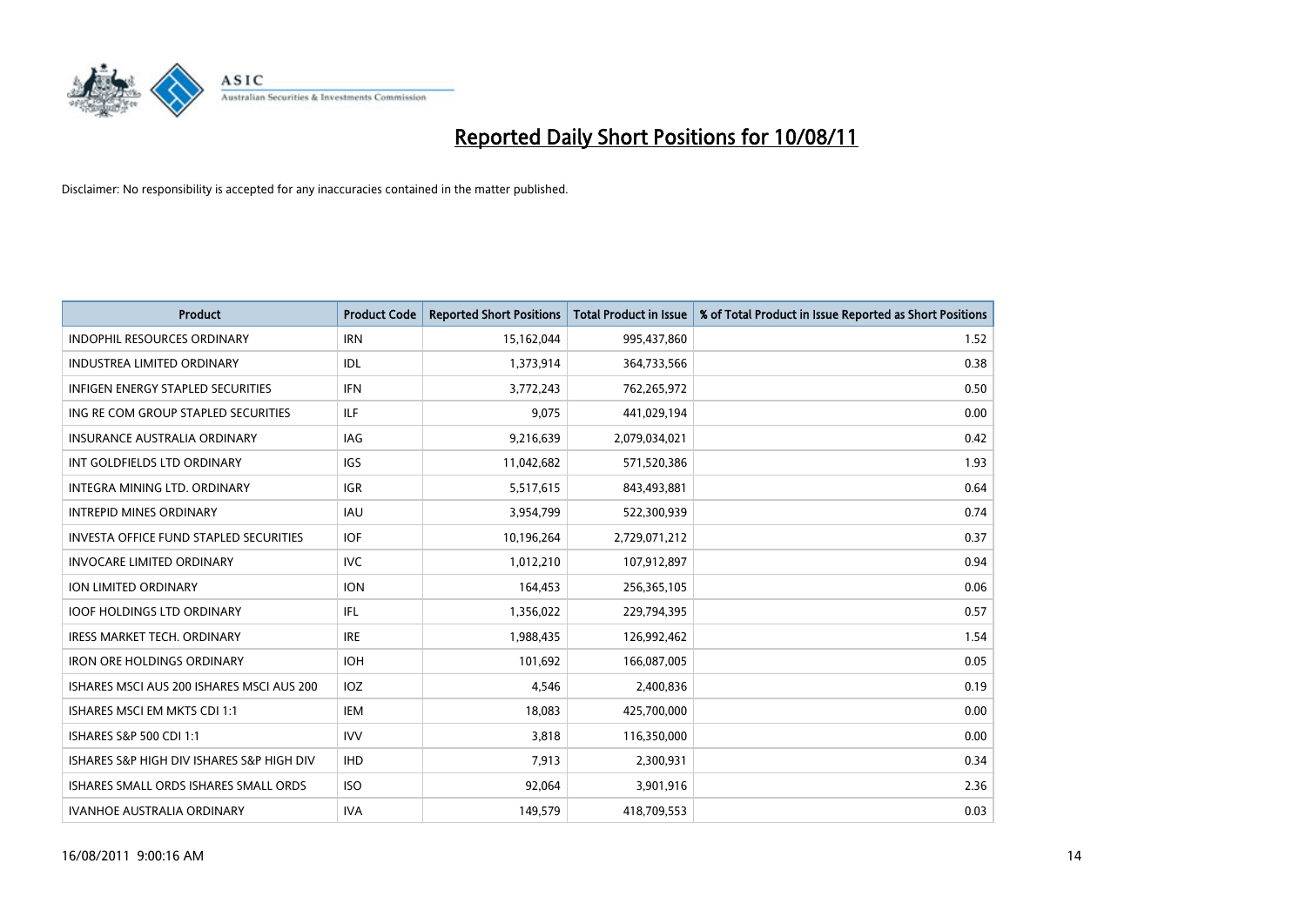# Reported Daily Short Positions for 10/08/11

Disclaimer: No responsibility is accepted for any inaccuracies contained in the matter published.

| Product | Product Code | Reported Short Positions | Total Product in Issue | % of Total Product in Issue Reported as Short Positions |
|---|---|---|---|---|
| INDOPHIL RESOURCES ORDINARY | IRN | 15,162,044 | 995,437,860 | 1.52 |
| INDUSTREA LIMITED ORDINARY | IDL | 1,373,914 | 364,733,566 | 0.38 |
| INFIGEN ENERGY STAPLED SECURITIES | IFN | 3,772,243 | 762,265,972 | 0.50 |
| ING RE COM GROUP STAPLED SECURITIES | ILF | 9,075 | 441,029,194 | 0.00 |
| INSURANCE AUSTRALIA ORDINARY | IAG | 9,216,639 | 2,079,034,021 | 0.42 |
| INT GOLDFIELDS LTD ORDINARY | IGS | 11,042,682 | 571,520,386 | 1.93 |
| INTEGRA MINING LTD. ORDINARY | IGR | 5,517,615 | 843,493,881 | 0.64 |
| INTREPID MINES ORDINARY | IAU | 3,954,799 | 522,300,939 | 0.74 |
| INVESTA OFFICE FUND STAPLED SECURITIES | IOF | 10,196,264 | 2,729,071,212 | 0.37 |
| INVOCARE LIMITED ORDINARY | IVC | 1,012,210 | 107,912,897 | 0.94 |
| ION LIMITED ORDINARY | ION | 164,453 | 256,365,105 | 0.06 |
| IOOF HOLDINGS LTD ORDINARY | IFL | 1,356,022 | 229,794,395 | 0.57 |
| IRESS MARKET TECH. ORDINARY | IRE | 1,988,435 | 126,992,462 | 1.54 |
| IRON ORE HOLDINGS ORDINARY | IOH | 101,692 | 166,087,005 | 0.05 |
| ISHARES MSCI AUS 200 ISHARES MSCI AUS 200 | IOZ | 4,546 | 2,400,836 | 0.19 |
| ISHARES MSCI EM MKTS CDI 1:1 | IEM | 18,083 | 425,700,000 | 0.00 |
| ISHARES S&P 500 CDI 1:1 | IVV | 3,818 | 116,350,000 | 0.00 |
| ISHARES S&P HIGH DIV ISHARES S&P HIGH DIV | IHD | 7,913 | 2,300,931 | 0.34 |
| ISHARES SMALL ORDS ISHARES SMALL ORDS | ISO | 92,064 | 3,901,916 | 2.36 |
| IVANHOE AUSTRALIA ORDINARY | IVA | 149,579 | 418,709,553 | 0.03 |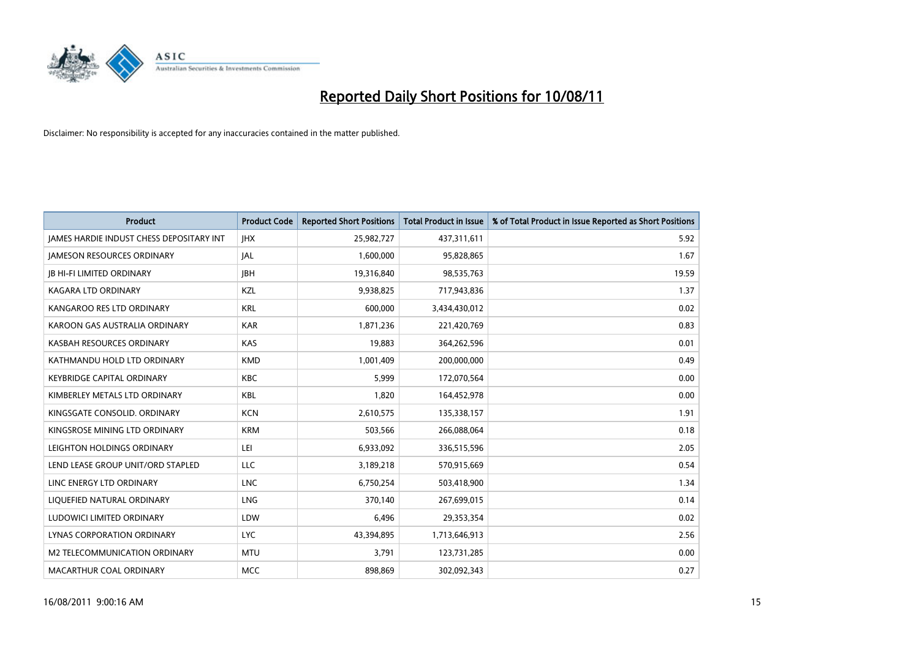# Reported Daily Short Positions for 10/08/11

Disclaimer: No responsibility is accepted for any inaccuracies contained in the matter published.

| Product | Product Code | Reported Short Positions | Total Product in Issue | % of Total Product in Issue Reported as Short Positions |
|---|---|---|---|---|
| JAMES HARDIE INDUST CHESS DEPOSITARY INT | JHX | 25,982,727 | 437,311,611 | 5.92 |
| JAMESON RESOURCES ORDINARY | JAL | 1,600,000 | 95,828,865 | 1.67 |
| JB HI-FI LIMITED ORDINARY | JBH | 19,316,840 | 98,535,763 | 19.59 |
| KAGARA LTD ORDINARY | KZL | 9,938,825 | 717,943,836 | 1.37 |
| KANGAROO RES LTD ORDINARY | KRL | 600,000 | 3,434,430,012 | 0.02 |
| KAROON GAS AUSTRALIA ORDINARY | KAR | 1,871,236 | 221,420,769 | 0.83 |
| KASBAH RESOURCES ORDINARY | KAS | 19,883 | 364,262,596 | 0.01 |
| KATHMANDU HOLD LTD ORDINARY | KMD | 1,001,409 | 200,000,000 | 0.49 |
| KEYBRIDGE CAPITAL ORDINARY | KBC | 5,999 | 172,070,564 | 0.00 |
| KIMBERLEY METALS LTD ORDINARY | KBL | 1,820 | 164,452,978 | 0.00 |
| KINGSGATE CONSOLID. ORDINARY | KCN | 2,610,575 | 135,338,157 | 1.91 |
| KINGSROSE MINING LTD ORDINARY | KRM | 503,566 | 266,088,064 | 0.18 |
| LEIGHTON HOLDINGS ORDINARY | LEI | 6,933,092 | 336,515,596 | 2.05 |
| LEND LEASE GROUP UNIT/ORD STAPLED | LLC | 3,189,218 | 570,915,669 | 0.54 |
| LINC ENERGY LTD ORDINARY | LNC | 6,750,254 | 503,418,900 | 1.34 |
| LIQUEFIED NATURAL ORDINARY | LNG | 370,140 | 267,699,015 | 0.14 |
| LUDOWICI LIMITED ORDINARY | LDW | 6,496 | 29,353,354 | 0.02 |
| LYNAS CORPORATION ORDINARY | LYC | 43,394,895 | 1,713,646,913 | 2.56 |
| M2 TELECOMMUNICATION ORDINARY | MTU | 3,791 | 123,731,285 | 0.00 |
| MACARTHUR COAL ORDINARY | MCC | 898,869 | 302,092,343 | 0.27 |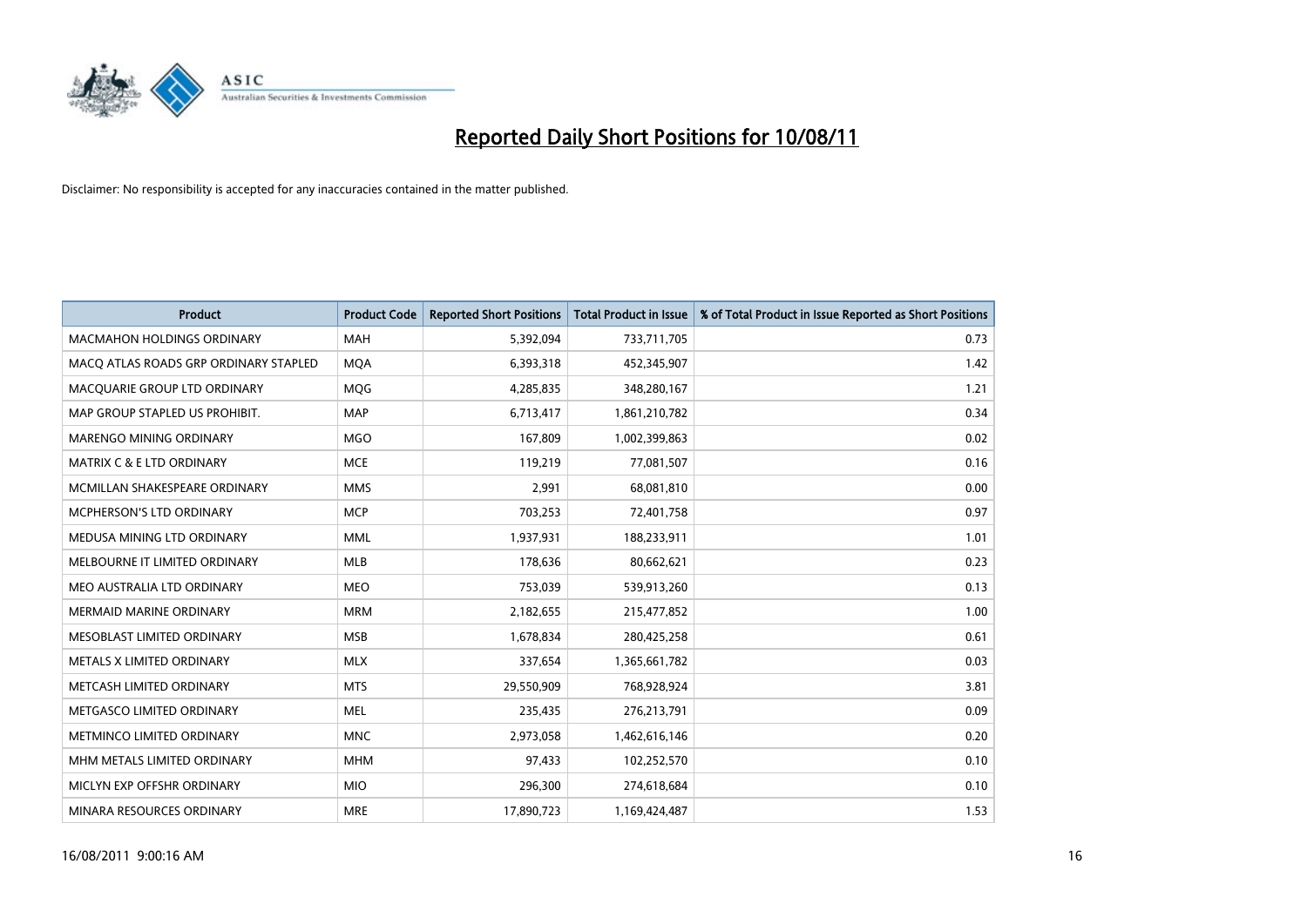# Reported Daily Short Positions for 10/08/11

Disclaimer: No responsibility is accepted for any inaccuracies contained in the matter published.

| Product | Product Code | Reported Short Positions | Total Product in Issue | % of Total Product in Issue Reported as Short Positions |
|---|---|---|---|---|
| MACMAHON HOLDINGS ORDINARY | MAH | 5,392,094 | 733,711,705 | 0.73 |
| MACQ ATLAS ROADS GRP ORDINARY STAPLED | MQA | 6,393,318 | 452,345,907 | 1.42 |
| MACQUARIE GROUP LTD ORDINARY | MQG | 4,285,835 | 348,280,167 | 1.21 |
| MAP GROUP STAPLED US PROHIBIT. | MAP | 6,713,417 | 1,861,210,782 | 0.34 |
| MARENGO MINING ORDINARY | MGO | 167,809 | 1,002,399,863 | 0.02 |
| MATRIX C & E LTD ORDINARY | MCE | 119,219 | 77,081,507 | 0.16 |
| MCMILLAN SHAKESPEARE ORDINARY | MMS | 2,991 | 68,081,810 | 0.00 |
| MCPHERSON'S LTD ORDINARY | MCP | 703,253 | 72,401,758 | 0.97 |
| MEDUSA MINING LTD ORDINARY | MML | 1,937,931 | 188,233,911 | 1.01 |
| MELBOURNE IT LIMITED ORDINARY | MLB | 178,636 | 80,662,621 | 0.23 |
| MEO AUSTRALIA LTD ORDINARY | MEO | 753,039 | 539,913,260 | 0.13 |
| MERMAID MARINE ORDINARY | MRM | 2,182,655 | 215,477,852 | 1.00 |
| MESOBLAST LIMITED ORDINARY | MSB | 1,678,834 | 280,425,258 | 0.61 |
| METALS X LIMITED ORDINARY | MLX | 337,654 | 1,365,661,782 | 0.03 |
| METCASH LIMITED ORDINARY | MTS | 29,550,909 | 768,928,924 | 3.81 |
| METGASCO LIMITED ORDINARY | MEL | 235,435 | 276,213,791 | 0.09 |
| METMINCO LIMITED ORDINARY | MNC | 2,973,058 | 1,462,616,146 | 0.20 |
| MHM METALS LIMITED ORDINARY | MHM | 97,433 | 102,252,570 | 0.10 |
| MICLYN EXP OFFSHR ORDINARY | MIO | 296,300 | 274,618,684 | 0.10 |
| MINARA RESOURCES ORDINARY | MRE | 17,890,723 | 1,169,424,487 | 1.53 |

16/08/2011 9:00:16 AM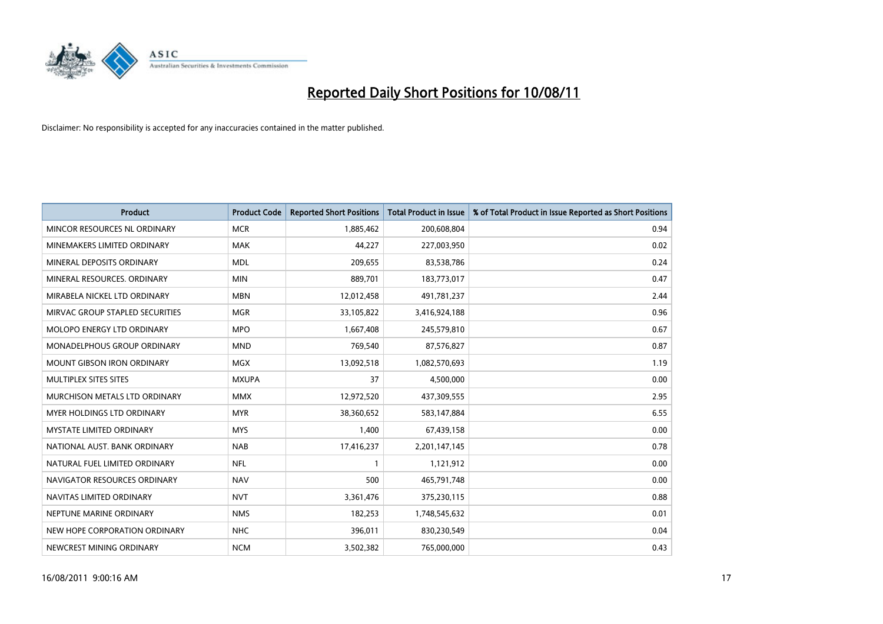# Reported Daily Short Positions for 10/08/11

Disclaimer: No responsibility is accepted for any inaccuracies contained in the matter published.

| Product | Product Code | Reported Short Positions | Total Product in Issue | % of Total Product in Issue Reported as Short Positions |
|---|---|---|---|---|
| MINCOR RESOURCES NL ORDINARY | MCR | 1,885,462 | 200,608,804 | 0.94 |
| MINEMAKERS LIMITED ORDINARY | MAK | 44,227 | 227,003,950 | 0.02 |
| MINERAL DEPOSITS ORDINARY | MDL | 209,655 | 83,538,786 | 0.24 |
| MINERAL RESOURCES. ORDINARY | MIN | 889,701 | 183,773,017 | 0.47 |
| MIRABELA NICKEL LTD ORDINARY | MBN | 12,012,458 | 491,781,237 | 2.44 |
| MIRVAC GROUP STAPLED SECURITIES | MGR | 33,105,822 | 3,416,924,188 | 0.96 |
| MOLOPO ENERGY LTD ORDINARY | MPO | 1,667,408 | 245,579,810 | 0.67 |
| MONADELPHOUS GROUP ORDINARY | MND | 769,540 | 87,576,827 | 0.87 |
| MOUNT GIBSON IRON ORDINARY | MGX | 13,092,518 | 1,082,570,693 | 1.19 |
| MULTIPLEX SITES SITES | MXUPA | 37 | 4,500,000 | 0.00 |
| MURCHISON METALS LTD ORDINARY | MMX | 12,972,520 | 437,309,555 | 2.95 |
| MYER HOLDINGS LTD ORDINARY | MYR | 38,360,652 | 583,147,884 | 6.55 |
| MYSTATE LIMITED ORDINARY | MYS | 1,400 | 67,439,158 | 0.00 |
| NATIONAL AUST. BANK ORDINARY | NAB | 17,416,237 | 2,201,147,145 | 0.78 |
| NATURAL FUEL LIMITED ORDINARY | NFL | 1 | 1,121,912 | 0.00 |
| NAVIGATOR RESOURCES ORDINARY | NAV | 500 | 465,791,748 | 0.00 |
| NAVITAS LIMITED ORDINARY | NVT | 3,361,476 | 375,230,115 | 0.88 |
| NEPTUNE MARINE ORDINARY | NMS | 182,253 | 1,748,545,632 | 0.01 |
| NEW HOPE CORPORATION ORDINARY | NHC | 396,011 | 830,230,549 | 0.04 |
| NEWCREST MINING ORDINARY | NCM | 3,502,382 | 765,000,000 | 0.43 |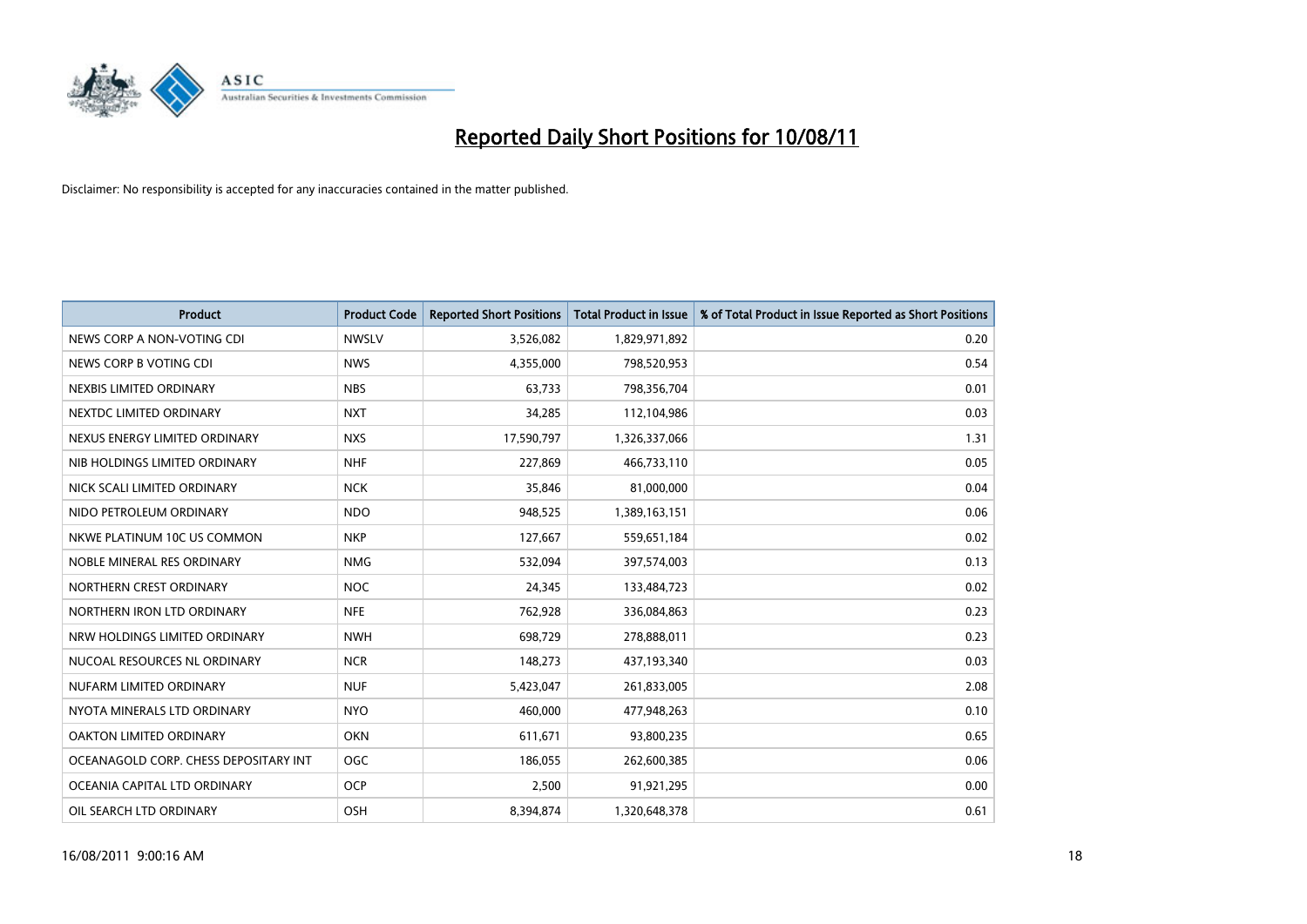# Reported Daily Short Positions for 10/08/11

Disclaimer: No responsibility is accepted for any inaccuracies contained in the matter published.

| Product | Product Code | Reported Short Positions | Total Product in Issue | % of Total Product in Issue Reported as Short Positions |
|---|---|---|---|---|
| NEWS CORP A NON-VOTING CDI | NWSLV | 3,526,082 | 1,829,971,892 | 0.20 |
| NEWS CORP B VOTING CDI | NWS | 4,355,000 | 798,520,953 | 0.54 |
| NEXBIS LIMITED ORDINARY | NBS | 63,733 | 798,356,704 | 0.01 |
| NEXTDC LIMITED ORDINARY | NXT | 34,285 | 112,104,986 | 0.03 |
| NEXUS ENERGY LIMITED ORDINARY | NXS | 17,590,797 | 1,326,337,066 | 1.31 |
| NIB HOLDINGS LIMITED ORDINARY | NHF | 227,869 | 466,733,110 | 0.05 |
| NICK SCALI LIMITED ORDINARY | NCK | 35,846 | 81,000,000 | 0.04 |
| NIDO PETROLEUM ORDINARY | NDO | 948,525 | 1,389,163,151 | 0.06 |
| NKWE PLATINUM 10C US COMMON | NKP | 127,667 | 559,651,184 | 0.02 |
| NOBLE MINERAL RES ORDINARY | NMG | 532,094 | 397,574,003 | 0.13 |
| NORTHERN CREST ORDINARY | NOC | 24,345 | 133,484,723 | 0.02 |
| NORTHERN IRON LTD ORDINARY | NFE | 762,928 | 336,084,863 | 0.23 |
| NRW HOLDINGS LIMITED ORDINARY | NWH | 698,729 | 278,888,011 | 0.23 |
| NUCOAL RESOURCES NL ORDINARY | NCR | 148,273 | 437,193,340 | 0.03 |
| NUFARM LIMITED ORDINARY | NUF | 5,423,047 | 261,833,005 | 2.08 |
| NYOTA MINERALS LTD ORDINARY | NYO | 460,000 | 477,948,263 | 0.10 |
| OAKTON LIMITED ORDINARY | OKN | 611,671 | 93,800,235 | 0.65 |
| OCEANAGOLD CORP. CHESS DEPOSITARY INT | OGC | 186,055 | 262,600,385 | 0.06 |
| OCEANIA CAPITAL LTD ORDINARY | OCP | 2,500 | 91,921,295 | 0.00 |
| OIL SEARCH LTD ORDINARY | OSH | 8,394,874 | 1,320,648,378 | 0.61 |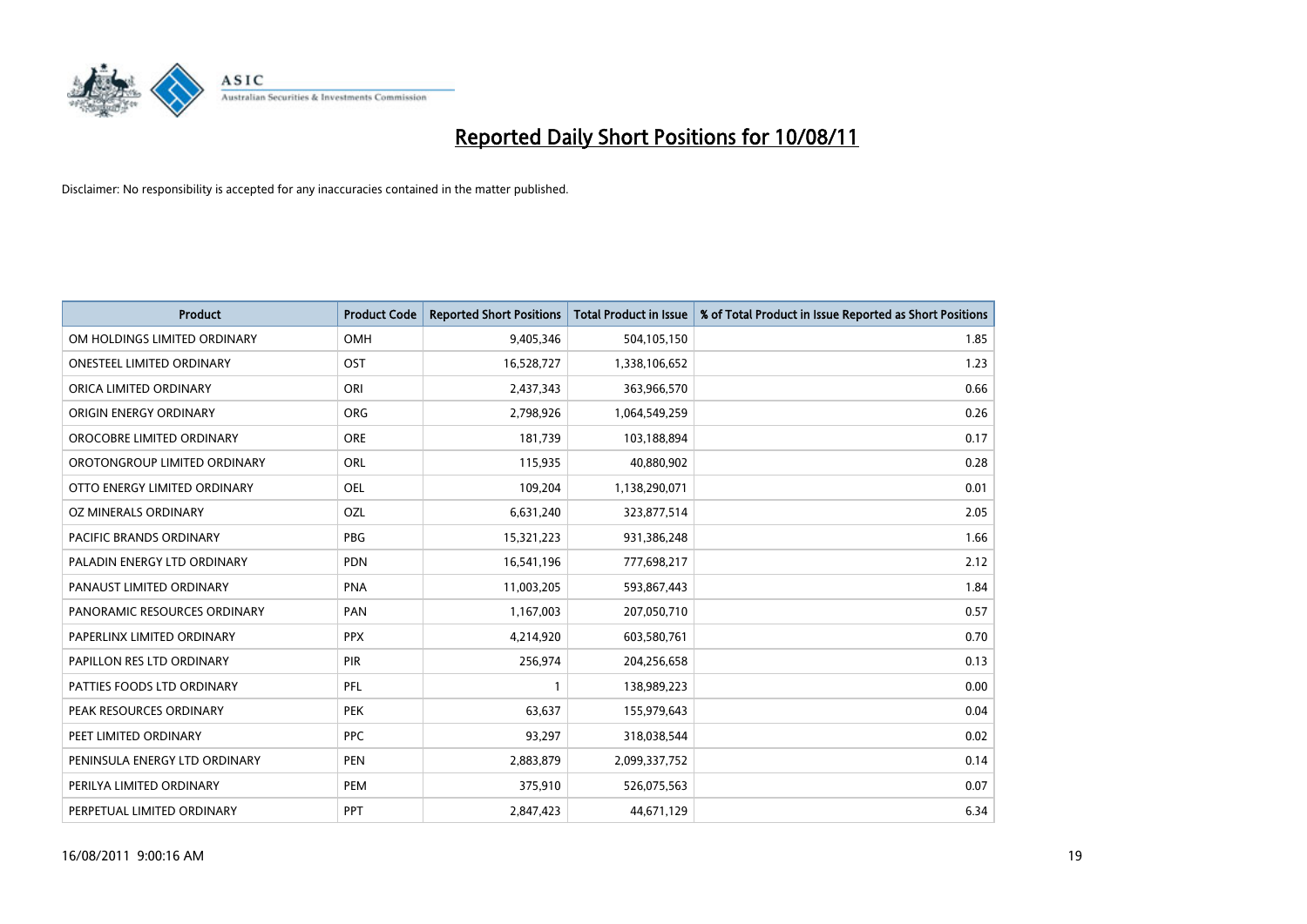# Reported Daily Short Positions for 10/08/11

Disclaimer: No responsibility is accepted for any inaccuracies contained in the matter published.

| Product | Product Code | Reported Short Positions | Total Product in Issue | % of Total Product in Issue Reported as Short Positions |
|---|---|---|---|---|
| OM HOLDINGS LIMITED ORDINARY | OMH | 9,405,346 | 504,105,150 | 1.85 |
| ONESTEEL LIMITED ORDINARY | OST | 16,528,727 | 1,338,106,652 | 1.23 |
| ORICA LIMITED ORDINARY | ORI | 2,437,343 | 363,966,570 | 0.66 |
| ORIGIN ENERGY ORDINARY | ORG | 2,798,926 | 1,064,549,259 | 0.26 |
| OROCOBRE LIMITED ORDINARY | ORE | 181,739 | 103,188,894 | 0.17 |
| OROTONGROUP LIMITED ORDINARY | ORL | 115,935 | 40,880,902 | 0.28 |
| OTTO ENERGY LIMITED ORDINARY | OEL | 109,204 | 1,138,290,071 | 0.01 |
| OZ MINERALS ORDINARY | OZL | 6,631,240 | 323,877,514 | 2.05 |
| PACIFIC BRANDS ORDINARY | PBG | 15,321,223 | 931,386,248 | 1.66 |
| PALADIN ENERGY LTD ORDINARY | PDN | 16,541,196 | 777,698,217 | 2.12 |
| PANAUST LIMITED ORDINARY | PNA | 11,003,205 | 593,867,443 | 1.84 |
| PANORAMIC RESOURCES ORDINARY | PAN | 1,167,003 | 207,050,710 | 0.57 |
| PAPERLINX LIMITED ORDINARY | PPX | 4,214,920 | 603,580,761 | 0.70 |
| PAPILLON RES LTD ORDINARY | PIR | 256,974 | 204,256,658 | 0.13 |
| PATTIES FOODS LTD ORDINARY | PFL | 1 | 138,989,223 | 0.00 |
| PEAK RESOURCES ORDINARY | PEK | 63,637 | 155,979,643 | 0.04 |
| PEET LIMITED ORDINARY | PPC | 93,297 | 318,038,544 | 0.02 |
| PENINSULA ENERGY LTD ORDINARY | PEN | 2,883,879 | 2,099,337,752 | 0.14 |
| PERILYA LIMITED ORDINARY | PEM | 375,910 | 526,075,563 | 0.07 |
| PERPETUAL LIMITED ORDINARY | PPT | 2,847,423 | 44,671,129 | 6.34 |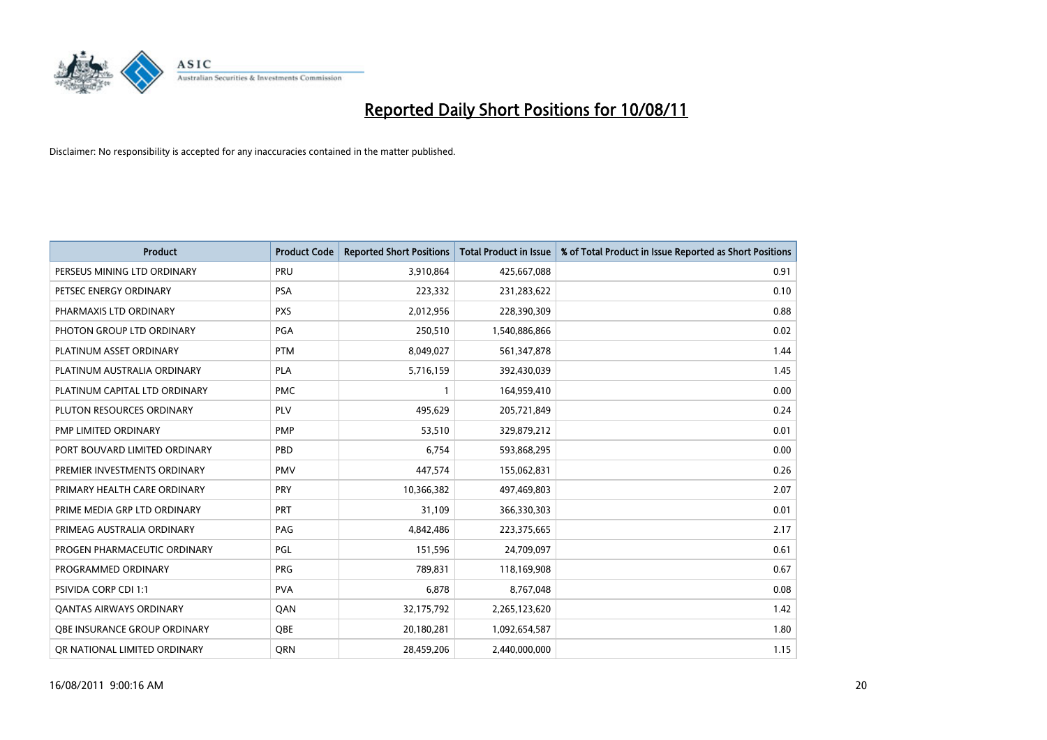# Reported Daily Short Positions for 10/08/11

Disclaimer: No responsibility is accepted for any inaccuracies contained in the matter published.

| Product | Product Code | Reported Short Positions | Total Product in Issue | % of Total Product in Issue Reported as Short Positions |
|---|---|---|---|---|
| PERSEUS MINING LTD ORDINARY | PRU | 3,910,864 | 425,667,088 | 0.91 |
| PETSEC ENERGY ORDINARY | PSA | 223,332 | 231,283,622 | 0.10 |
| PHARMAXIS LTD ORDINARY | PXS | 2,012,956 | 228,390,309 | 0.88 |
| PHOTON GROUP LTD ORDINARY | PGA | 250,510 | 1,540,886,866 | 0.02 |
| PLATINUM ASSET ORDINARY | PTM | 8,049,027 | 561,347,878 | 1.44 |
| PLATINUM AUSTRALIA ORDINARY | PLA | 5,716,159 | 392,430,039 | 1.45 |
| PLATINUM CAPITAL LTD ORDINARY | PMC | 1 | 164,959,410 | 0.00 |
| PLUTON RESOURCES ORDINARY | PLV | 495,629 | 205,721,849 | 0.24 |
| PMP LIMITED ORDINARY | PMP | 53,510 | 329,879,212 | 0.01 |
| PORT BOUVARD LIMITED ORDINARY | PBD | 6,754 | 593,868,295 | 0.00 |
| PREMIER INVESTMENTS ORDINARY | PMV | 447,574 | 155,062,831 | 0.26 |
| PRIMARY HEALTH CARE ORDINARY | PRY | 10,366,382 | 497,469,803 | 2.07 |
| PRIME MEDIA GRP LTD ORDINARY | PRT | 31,109 | 366,330,303 | 0.01 |
| PRIMEAG AUSTRALIA ORDINARY | PAG | 4,842,486 | 223,375,665 | 2.17 |
| PROGEN PHARMACEUTIC ORDINARY | PGL | 151,596 | 24,709,097 | 0.61 |
| PROGRAMMED ORDINARY | PRG | 789,831 | 118,169,908 | 0.67 |
| PSIVIDA CORP CDI 1:1 | PVA | 6,878 | 8,767,048 | 0.08 |
| QANTAS AIRWAYS ORDINARY | QAN | 32,175,792 | 2,265,123,620 | 1.42 |
| QBE INSURANCE GROUP ORDINARY | QBE | 20,180,281 | 1,092,654,587 | 1.80 |
| QR NATIONAL LIMITED ORDINARY | QRN | 28,459,206 | 2,440,000,000 | 1.15 |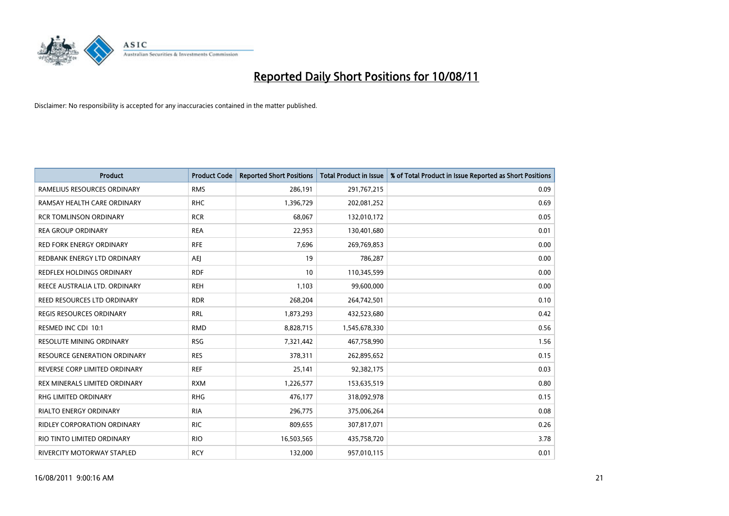# Reported Daily Short Positions for 10/08/11

Disclaimer: No responsibility is accepted for any inaccuracies contained in the matter published.

| Product | Product Code | Reported Short Positions | Total Product in Issue | % of Total Product in Issue Reported as Short Positions |
|---|---|---|---|---|
| RAMELIUS RESOURCES ORDINARY | RMS | 286,191 | 291,767,215 | 0.09 |
| RAMSAY HEALTH CARE ORDINARY | RHC | 1,396,729 | 202,081,252 | 0.69 |
| RCR TOMLINSON ORDINARY | RCR | 68,067 | 132,010,172 | 0.05 |
| REA GROUP ORDINARY | REA | 22,953 | 130,401,680 | 0.01 |
| RED FORK ENERGY ORDINARY | RFE | 7,696 | 269,769,853 | 0.00 |
| REDBANK ENERGY LTD ORDINARY | AEJ | 19 | 786,287 | 0.00 |
| REDFLEX HOLDINGS ORDINARY | RDF | 10 | 110,345,599 | 0.00 |
| REECE AUSTRALIA LTD. ORDINARY | REH | 1,103 | 99,600,000 | 0.00 |
| REED RESOURCES LTD ORDINARY | RDR | 268,204 | 264,742,501 | 0.10 |
| REGIS RESOURCES ORDINARY | RRL | 1,873,293 | 432,523,680 | 0.42 |
| RESMED INC CDI 10:1 | RMD | 8,828,715 | 1,545,678,330 | 0.56 |
| RESOLUTE MINING ORDINARY | RSG | 7,321,442 | 467,758,990 | 1.56 |
| RESOURCE GENERATION ORDINARY | RES | 378,311 | 262,895,652 | 0.15 |
| REVERSE CORP LIMITED ORDINARY | REF | 25,141 | 92,382,175 | 0.03 |
| REX MINERALS LIMITED ORDINARY | RXM | 1,226,577 | 153,635,519 | 0.80 |
| RHG LIMITED ORDINARY | RHG | 476,177 | 318,092,978 | 0.15 |
| RIALTO ENERGY ORDINARY | RIA | 296,775 | 375,006,264 | 0.08 |
| RIDLEY CORPORATION ORDINARY | RIC | 809,655 | 307,817,071 | 0.26 |
| RIO TINTO LIMITED ORDINARY | RIO | 16,503,565 | 435,758,720 | 3.78 |
| RIVERCITY MOTORWAY STAPLED | RCY | 132,000 | 957,010,115 | 0.01 |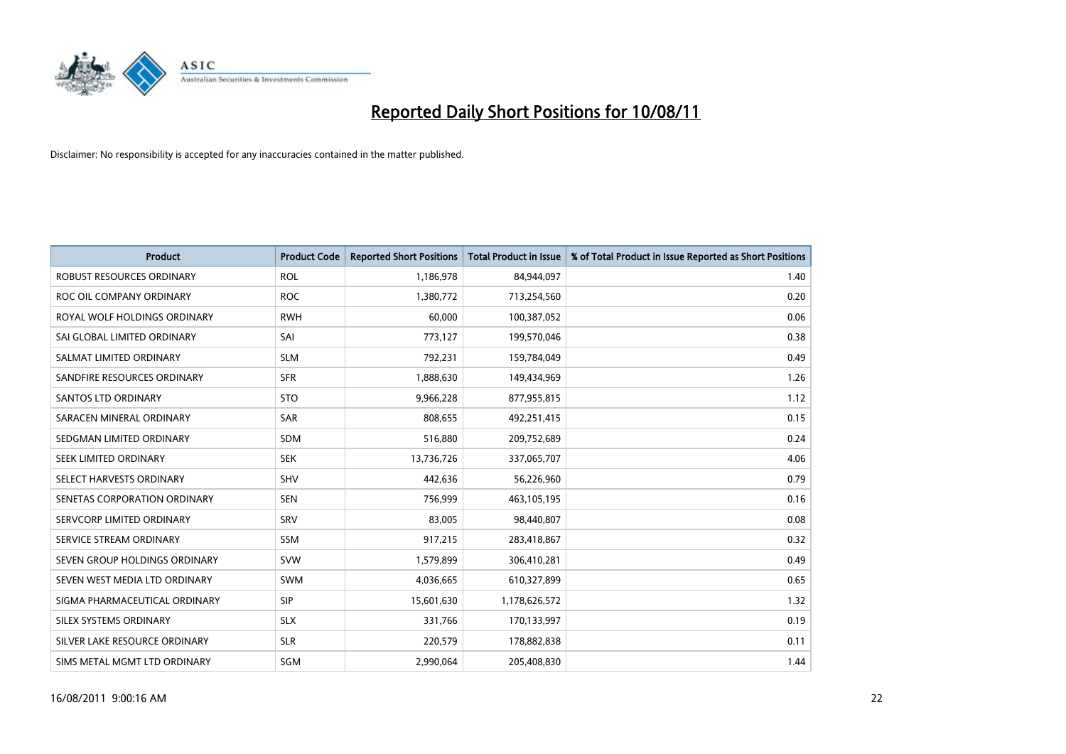# Reported Daily Short Positions for 10/08/11

Disclaimer: No responsibility is accepted for any inaccuracies contained in the matter published.

| Product | Product Code | Reported Short Positions | Total Product in Issue | % of Total Product in Issue Reported as Short Positions |
|---|---|---|---|---|
| ROBUST RESOURCES ORDINARY | ROL | 1,186,978 | 84,944,097 | 1.40 |
| ROC OIL COMPANY ORDINARY | ROC | 1,380,772 | 713,254,560 | 0.20 |
| ROYAL WOLF HOLDINGS ORDINARY | RWH | 60,000 | 100,387,052 | 0.06 |
| SAI GLOBAL LIMITED ORDINARY | SAI | 773,127 | 199,570,046 | 0.38 |
| SALMAT LIMITED ORDINARY | SLM | 792,231 | 159,784,049 | 0.49 |
| SANDFIRE RESOURCES ORDINARY | SFR | 1,888,630 | 149,434,969 | 1.26 |
| SANTOS LTD ORDINARY | STO | 9,966,228 | 877,955,815 | 1.12 |
| SARACEN MINERAL ORDINARY | SAR | 808,655 | 492,251,415 | 0.15 |
| SEDGMAN LIMITED ORDINARY | SDM | 516,880 | 209,752,689 | 0.24 |
| SEEK LIMITED ORDINARY | SEK | 13,736,726 | 337,065,707 | 4.06 |
| SELECT HARVESTS ORDINARY | SHV | 442,636 | 56,226,960 | 0.79 |
| SENETAS CORPORATION ORDINARY | SEN | 756,999 | 463,105,195 | 0.16 |
| SERVCORP LIMITED ORDINARY | SRV | 83,005 | 98,440,807 | 0.08 |
| SERVICE STREAM ORDINARY | SSM | 917,215 | 283,418,867 | 0.32 |
| SEVEN GROUP HOLDINGS ORDINARY | SVW | 1,579,899 | 306,410,281 | 0.49 |
| SEVEN WEST MEDIA LTD ORDINARY | SWM | 4,036,665 | 610,327,899 | 0.65 |
| SIGMA PHARMACEUTICAL ORDINARY | SIP | 15,601,630 | 1,178,626,572 | 1.32 |
| SILEX SYSTEMS ORDINARY | SLX | 331,766 | 170,133,997 | 0.19 |
| SILVER LAKE RESOURCE ORDINARY | SLR | 220,579 | 178,882,838 | 0.11 |
| SIMS METAL MGMT LTD ORDINARY | SGM | 2,990,064 | 205,408,830 | 1.44 |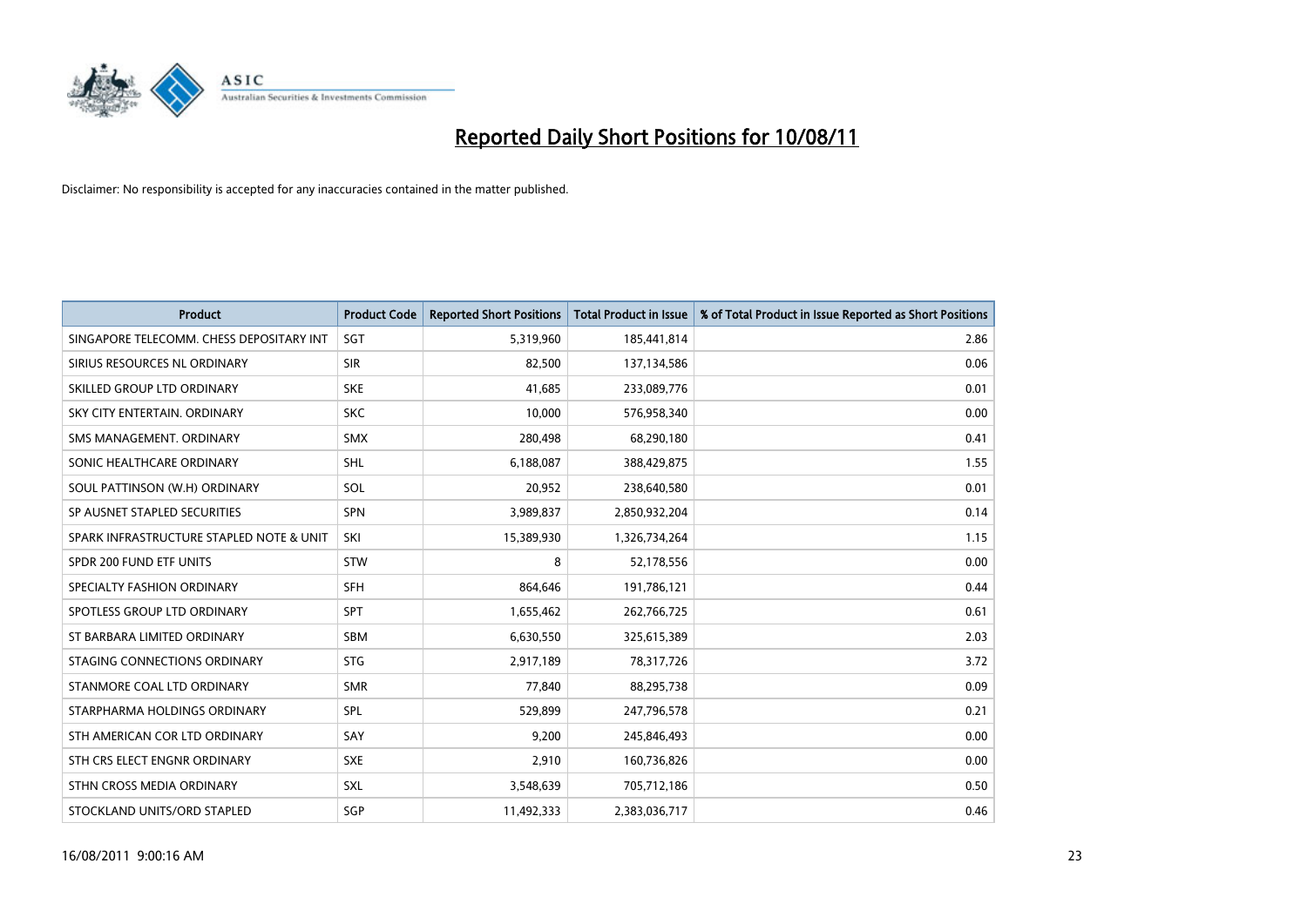# Reported Daily Short Positions for 10/08/11

Disclaimer: No responsibility is accepted for any inaccuracies contained in the matter published.

| Product | Product Code | Reported Short Positions | Total Product in Issue | % of Total Product in Issue Reported as Short Positions |
|---|---|---|---|---|
| SINGAPORE TELECOMM. CHESS DEPOSITARY INT | SGT | 5,319,960 | 185,441,814 | 2.86 |
| SIRIUS RESOURCES NL ORDINARY | SIR | 82,500 | 137,134,586 | 0.06 |
| SKILLED GROUP LTD ORDINARY | SKE | 41,685 | 233,089,776 | 0.01 |
| SKY CITY ENTERTAIN. ORDINARY | SKC | 10,000 | 576,958,340 | 0.00 |
| SMS MANAGEMENT. ORDINARY | SMX | 280,498 | 68,290,180 | 0.41 |
| SONIC HEALTHCARE ORDINARY | SHL | 6,188,087 | 388,429,875 | 1.55 |
| SOUL PATTINSON (W.H) ORDINARY | SOL | 20,952 | 238,640,580 | 0.01 |
| SP AUSNET STAPLED SECURITIES | SPN | 3,989,837 | 2,850,932,204 | 0.14 |
| SPARK INFRASTRUCTURE STAPLED NOTE & UNIT | SKI | 15,389,930 | 1,326,734,264 | 1.15 |
| SPDR 200 FUND ETF UNITS | STW | 8 | 52,178,556 | 0.00 |
| SPECIALTY FASHION ORDINARY | SFH | 864,646 | 191,786,121 | 0.44 |
| SPOTLESS GROUP LTD ORDINARY | SPT | 1,655,462 | 262,766,725 | 0.61 |
| ST BARBARA LIMITED ORDINARY | SBM | 6,630,550 | 325,615,389 | 2.03 |
| STAGING CONNECTIONS ORDINARY | STG | 2,917,189 | 78,317,726 | 3.72 |
| STANMORE COAL LTD ORDINARY | SMR | 77,840 | 88,295,738 | 0.09 |
| STARPHARMA HOLDINGS ORDINARY | SPL | 529,899 | 247,796,578 | 0.21 |
| STH AMERICAN COR LTD ORDINARY | SAY | 9,200 | 245,846,493 | 0.00 |
| STH CRS ELECT ENGNR ORDINARY | SXE | 2,910 | 160,736,826 | 0.00 |
| STHN CROSS MEDIA ORDINARY | SXL | 3,548,639 | 705,712,186 | 0.50 |
| STOCKLAND UNITS/ORD STAPLED | SGP | 11,492,333 | 2,383,036,717 | 0.46 |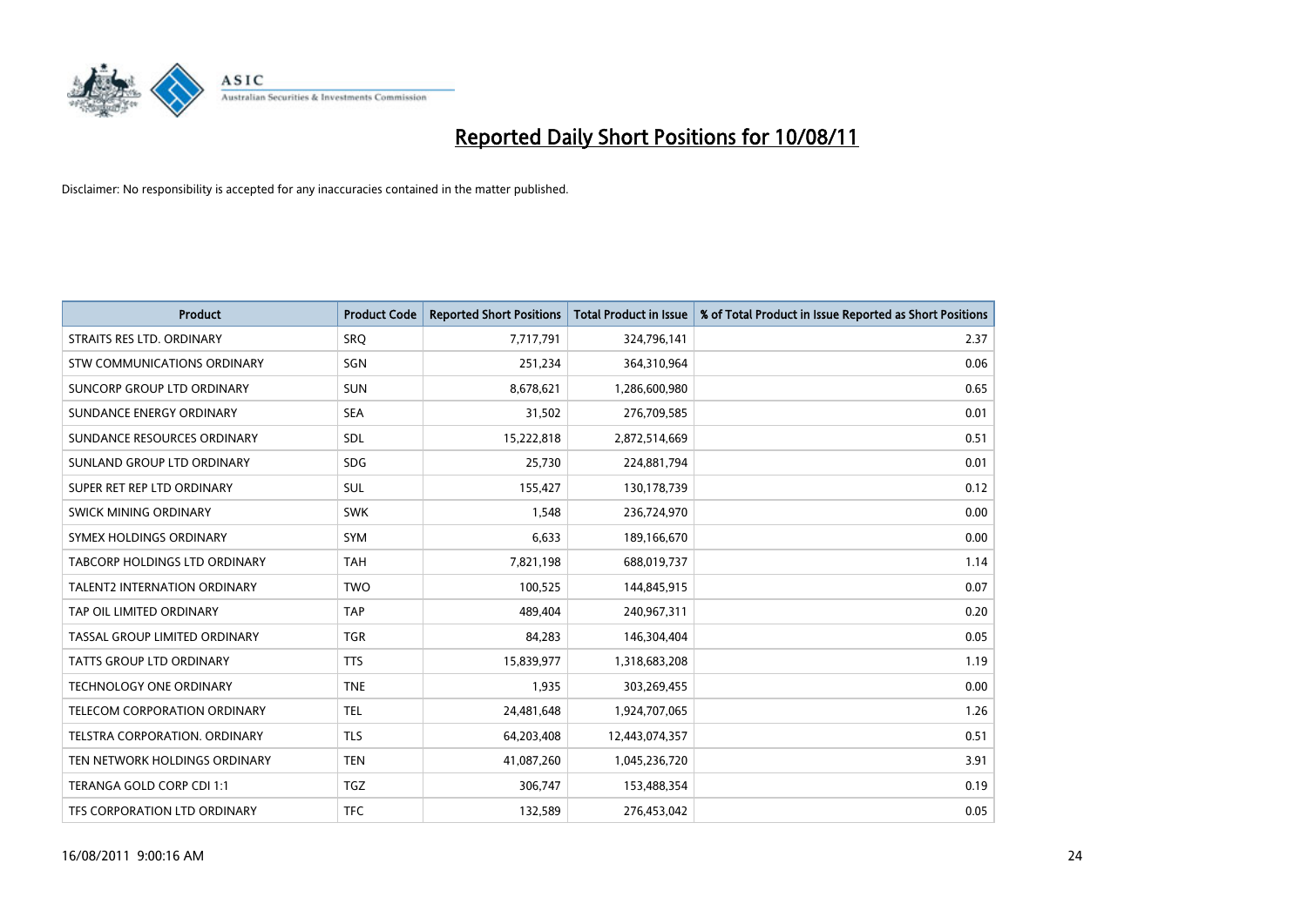# Reported Daily Short Positions for 10/08/11

Disclaimer: No responsibility is accepted for any inaccuracies contained in the matter published.

| Product | Product Code | Reported Short Positions | Total Product in Issue | % of Total Product in Issue Reported as Short Positions |
|---|---|---|---|---|
| STRAITS RES LTD. ORDINARY | SRQ | 7,717,791 | 324,796,141 | 2.37 |
| STW COMMUNICATIONS ORDINARY | SGN | 251,234 | 364,310,964 | 0.06 |
| SUNCORP GROUP LTD ORDINARY | SUN | 8,678,621 | 1,286,600,980 | 0.65 |
| SUNDANCE ENERGY ORDINARY | SEA | 31,502 | 276,709,585 | 0.01 |
| SUNDANCE RESOURCES ORDINARY | SDL | 15,222,818 | 2,872,514,669 | 0.51 |
| SUNLAND GROUP LTD ORDINARY | SDG | 25,730 | 224,881,794 | 0.01 |
| SUPER RET REP LTD ORDINARY | SUL | 155,427 | 130,178,739 | 0.12 |
| SWICK MINING ORDINARY | SWK | 1,548 | 236,724,970 | 0.00 |
| SYMEX HOLDINGS ORDINARY | SYM | 6,633 | 189,166,670 | 0.00 |
| TABCORP HOLDINGS LTD ORDINARY | TAH | 7,821,198 | 688,019,737 | 1.14 |
| TALENT2 INTERNATION ORDINARY | TWO | 100,525 | 144,845,915 | 0.07 |
| TAP OIL LIMITED ORDINARY | TAP | 489,404 | 240,967,311 | 0.20 |
| TASSAL GROUP LIMITED ORDINARY | TGR | 84,283 | 146,304,404 | 0.05 |
| TATTS GROUP LTD ORDINARY | TTS | 15,839,977 | 1,318,683,208 | 1.19 |
| TECHNOLOGY ONE ORDINARY | TNE | 1,935 | 303,269,455 | 0.00 |
| TELECOM CORPORATION ORDINARY | TEL | 24,481,648 | 1,924,707,065 | 1.26 |
| TELSTRA CORPORATION. ORDINARY | TLS | 64,203,408 | 12,443,074,357 | 0.51 |
| TEN NETWORK HOLDINGS ORDINARY | TEN | 41,087,260 | 1,045,236,720 | 3.91 |
| TERANGA GOLD CORP CDI 1:1 | TGZ | 306,747 | 153,488,354 | 0.19 |
| TFS CORPORATION LTD ORDINARY | TFC | 132,589 | 276,453,042 | 0.05 |

16/08/2011 9:00:16 AM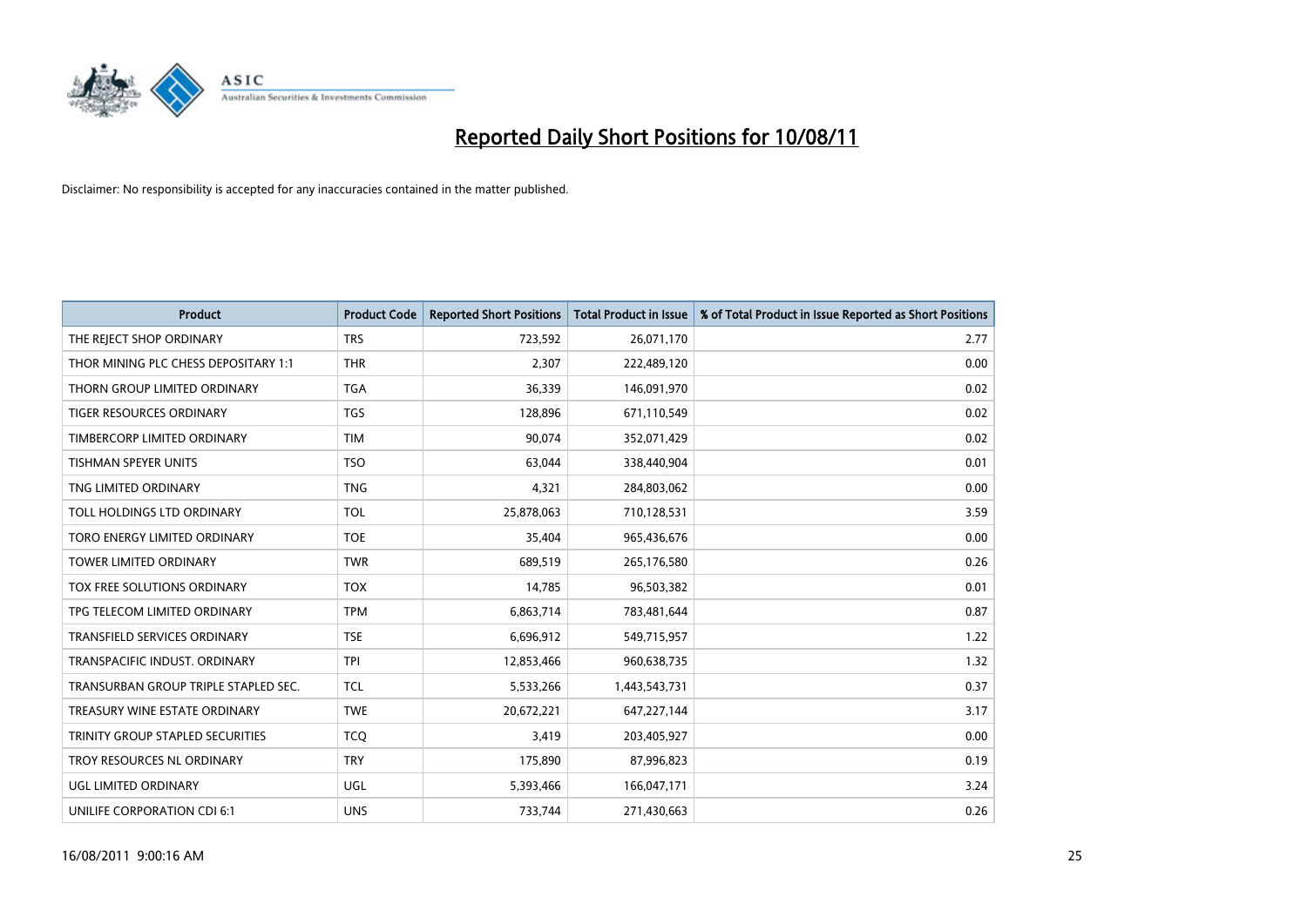# Reported Daily Short Positions for 10/08/11

Disclaimer: No responsibility is accepted for any inaccuracies contained in the matter published.

| Product | Product Code | Reported Short Positions | Total Product in Issue | % of Total Product in Issue Reported as Short Positions |
|---|---|---|---|---|
| THE REJECT SHOP ORDINARY | TRS | 723,592 | 26,071,170 | 2.77 |
| THOR MINING PLC CHESS DEPOSITARY 1:1 | THR | 2,307 | 222,489,120 | 0.00 |
| THORN GROUP LIMITED ORDINARY | TGA | 36,339 | 146,091,970 | 0.02 |
| TIGER RESOURCES ORDINARY | TGS | 128,896 | 671,110,549 | 0.02 |
| TIMBERCORP LIMITED ORDINARY | TIM | 90,074 | 352,071,429 | 0.02 |
| TISHMAN SPEYER UNITS | TSO | 63,044 | 338,440,904 | 0.01 |
| TNG LIMITED ORDINARY | TNG | 4,321 | 284,803,062 | 0.00 |
| TOLL HOLDINGS LTD ORDINARY | TOL | 25,878,063 | 710,128,531 | 3.59 |
| TORO ENERGY LIMITED ORDINARY | TOE | 35,404 | 965,436,676 | 0.00 |
| TOWER LIMITED ORDINARY | TWR | 689,519 | 265,176,580 | 0.26 |
| TOX FREE SOLUTIONS ORDINARY | TOX | 14,785 | 96,503,382 | 0.01 |
| TPG TELECOM LIMITED ORDINARY | TPM | 6,863,714 | 783,481,644 | 0.87 |
| TRANSFIELD SERVICES ORDINARY | TSE | 6,696,912 | 549,715,957 | 1.22 |
| TRANSPACIFIC INDUST. ORDINARY | TPI | 12,853,466 | 960,638,735 | 1.32 |
| TRANSURBAN GROUP TRIPLE STAPLED SEC. | TCL | 5,533,266 | 1,443,543,731 | 0.37 |
| TREASURY WINE ESTATE ORDINARY | TWE | 20,672,221 | 647,227,144 | 3.17 |
| TRINITY GROUP STAPLED SECURITIES | TCQ | 3,419 | 203,405,927 | 0.00 |
| TROY RESOURCES NL ORDINARY | TRY | 175,890 | 87,996,823 | 0.19 |
| UGL LIMITED ORDINARY | UGL | 5,393,466 | 166,047,171 | 3.24 |
| UNILIFE CORPORATION CDI 6:1 | UNS | 733,744 | 271,430,663 | 0.26 |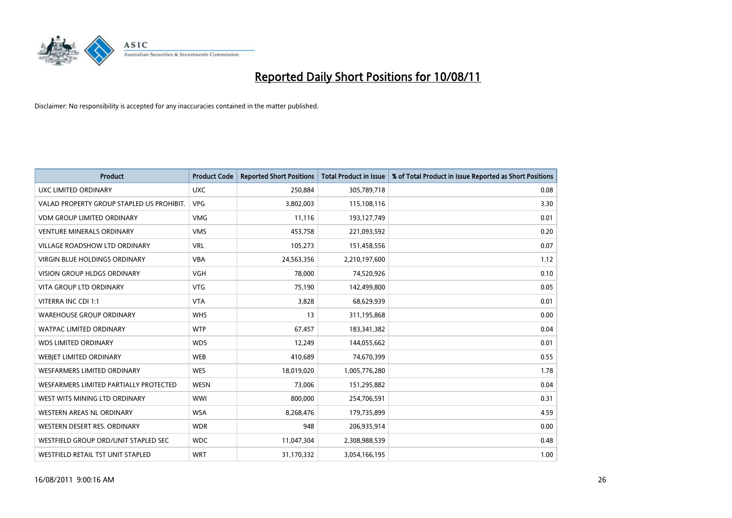# Reported Daily Short Positions for 10/08/11

Disclaimer: No responsibility is accepted for any inaccuracies contained in the matter published.

| Product | Product Code | Reported Short Positions | Total Product in Issue | % of Total Product in Issue Reported as Short Positions |
|---|---|---|---|---|
| UXC LIMITED ORDINARY | UXC | 250,884 | 305,789,718 | 0.08 |
| VALAD PROPERTY GROUP STAPLED US PROHIBIT. | VPG | 3,802,003 | 115,108,116 | 3.30 |
| VDM GROUP LIMITED ORDINARY | VMG | 11,116 | 193,127,749 | 0.01 |
| VENTURE MINERALS ORDINARY | VMS | 453,758 | 221,093,592 | 0.20 |
| VILLAGE ROADSHOW LTD ORDINARY | VRL | 105,273 | 151,458,556 | 0.07 |
| VIRGIN BLUE HOLDINGS ORDINARY | VBA | 24,563,356 | 2,210,197,600 | 1.12 |
| VISION GROUP HLDGS ORDINARY | VGH | 78,000 | 74,520,926 | 0.10 |
| VITA GROUP LTD ORDINARY | VTG | 75,190 | 142,499,800 | 0.05 |
| VITERRA INC CDI 1:1 | VTA | 3,828 | 68,629,939 | 0.01 |
| WAREHOUSE GROUP ORDINARY | WHS | 13 | 311,195,868 | 0.00 |
| WATPAC LIMITED ORDINARY | WTP | 67,457 | 183,341,382 | 0.04 |
| WDS LIMITED ORDINARY | WDS | 12,249 | 144,055,662 | 0.01 |
| WEBJET LIMITED ORDINARY | WEB | 410,689 | 74,670,399 | 0.55 |
| WESFARMERS LIMITED ORDINARY | WES | 18,019,020 | 1,005,776,280 | 1.78 |
| WESFARMERS LIMITED PARTIALLY PROTECTED | WESN | 73,006 | 151,295,882 | 0.04 |
| WEST WITS MINING LTD ORDINARY | WWI | 800,000 | 254,706,591 | 0.31 |
| WESTERN AREAS NL ORDINARY | WSA | 8,268,476 | 179,735,899 | 4.59 |
| WESTERN DESERT RES. ORDINARY | WDR | 948 | 206,935,914 | 0.00 |
| WESTFIELD GROUP ORD/UNIT STAPLED SEC | WDC | 11,047,304 | 2,308,988,539 | 0.48 |
| WESTFIELD RETAIL TST UNIT STAPLED | WRT | 31,170,332 | 3,054,166,195 | 1.00 |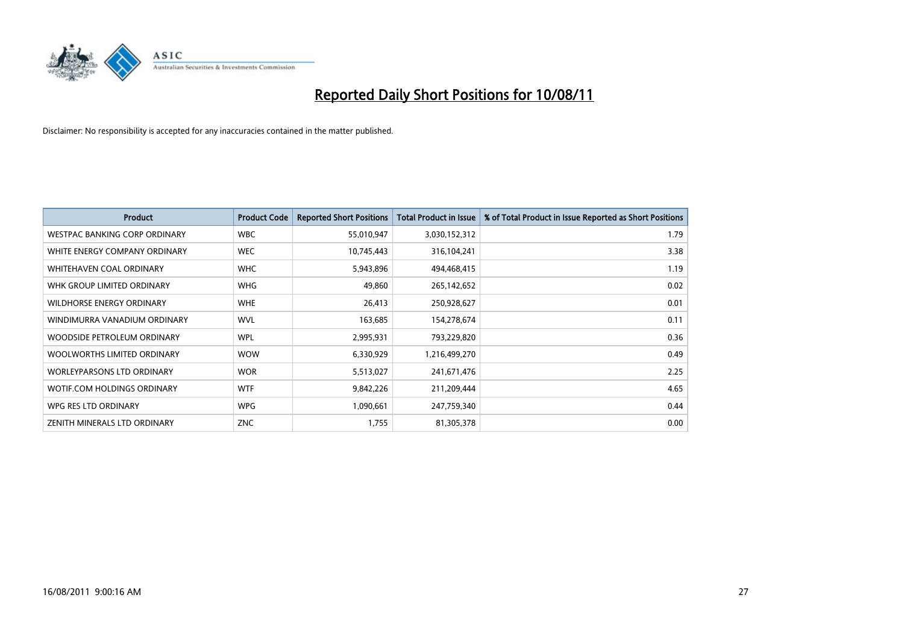# Reported Daily Short Positions for 10/08/11

Disclaimer: No responsibility is accepted for any inaccuracies contained in the matter published.

| Product | Product Code | Reported Short Positions | Total Product in Issue | % of Total Product in Issue Reported as Short Positions |
|---|---|---|---|---|
| WESTPAC BANKING CORP ORDINARY | WBC | 55,010,947 | 3,030,152,312 | 1.79 |
| WHITE ENERGY COMPANY ORDINARY | WEC | 10,745,443 | 316,104,241 | 3.38 |
| WHITEHAVEN COAL ORDINARY | WHC | 5,943,896 | 494,468,415 | 1.19 |
| WHK GROUP LIMITED ORDINARY | WHG | 49,860 | 265,142,652 | 0.02 |
| WILDHORSE ENERGY ORDINARY | WHE | 26,413 | 250,928,627 | 0.01 |
| WINDIMURRA VANADIUM ORDINARY | WVL | 163,685 | 154,278,674 | 0.11 |
| WOODSIDE PETROLEUM ORDINARY | WPL | 2,995,931 | 793,229,820 | 0.36 |
| WOOLWORTHS LIMITED ORDINARY | WOW | 6,330,929 | 1,216,499,270 | 0.49 |
| WORLEYPARSONS LTD ORDINARY | WOR | 5,513,027 | 241,671,476 | 2.25 |
| WOTIF.COM HOLDINGS ORDINARY | WTF | 9,842,226 | 211,209,444 | 4.65 |
| WPG RES LTD ORDINARY | WPG | 1,090,661 | 247,759,340 | 0.44 |
| ZENITH MINERALS LTD ORDINARY | ZNC | 1,755 | 81,305,378 | 0.00 |